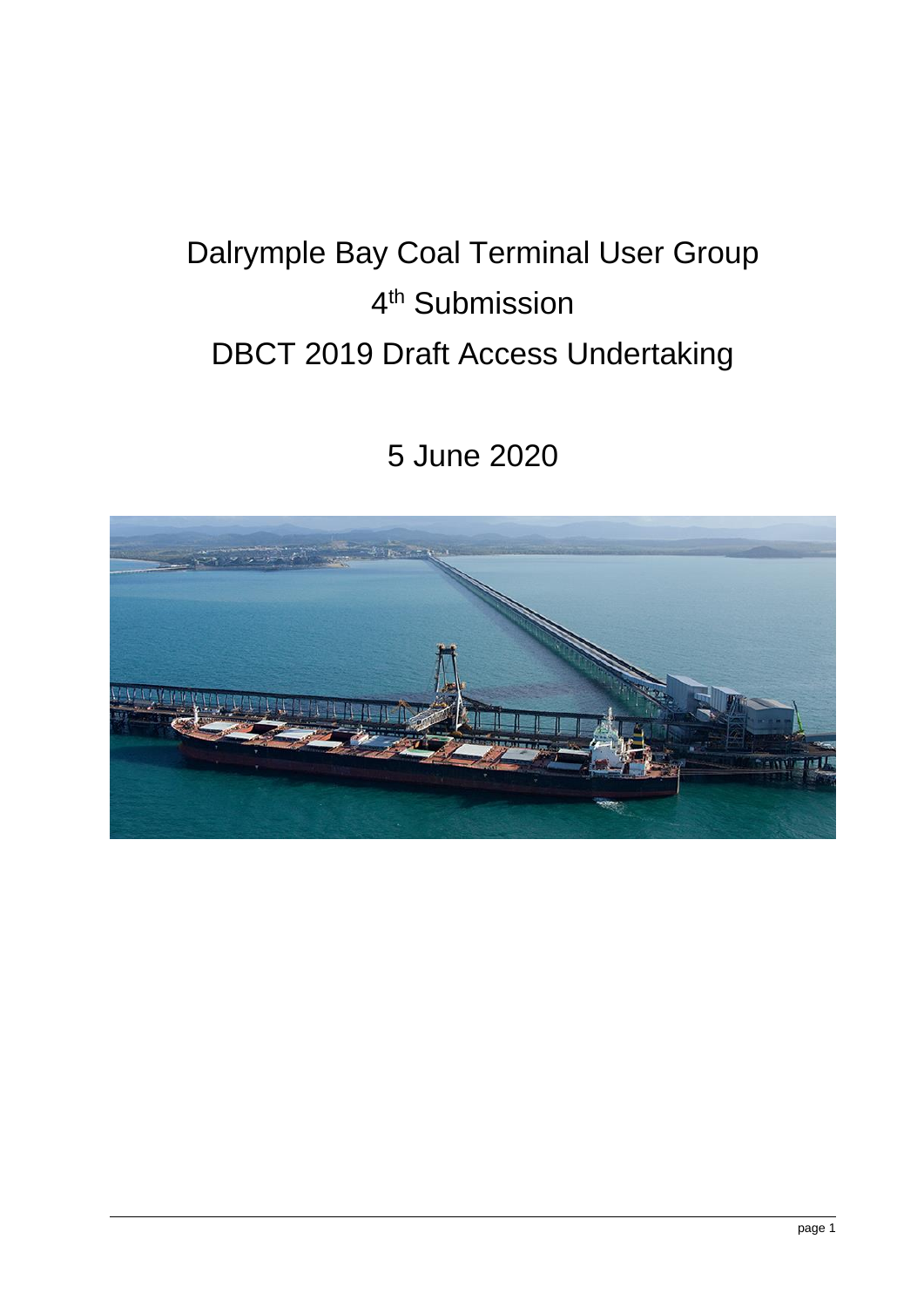# Dalrymple Bay Coal Terminal User Group

## 4th Submission

## DBCT 2019 Draft Access Undertaking

5 June 2020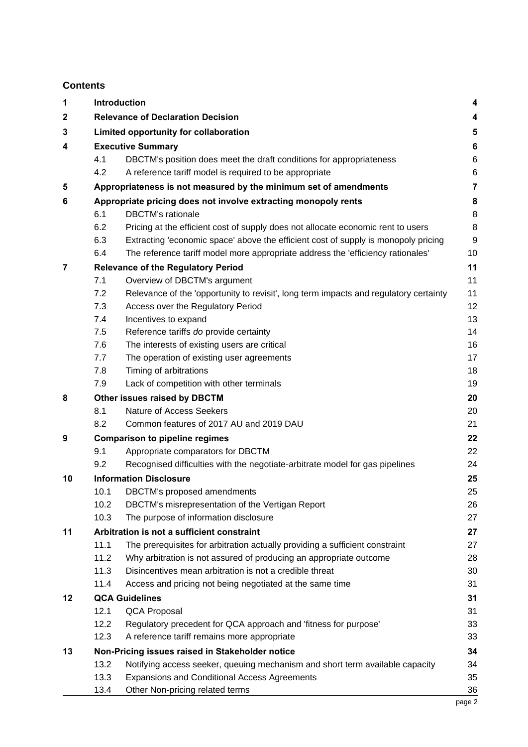## Contents

| | | | |
|---|---|---|---|
| **1** | **Introduction** | | **4** |
| **2** | **Relevance of Declaration Decision** | | **4** |
| **3** | **Limited opportunity for collaboration** | | **5** |
| **4** | **Executive Summary** | | **6** |
| | 4.1 | DBCTM's position does meet the draft conditions for appropriateness | 6 |
| | 4.2 | A reference tariff model is required to be appropriate | 6 |
| **5** | **Appropriateness is not measured by the minimum set of amendments** | | **7** |
| **6** | **Appropriate pricing does not involve extracting monopoly rents** | | **8** |
| | 6.1 | DBCTM's rationale | 8 |
| | 6.2 | Pricing at the efficient cost of supply does not allocate economic rent to users | 8 |
| | 6.3 | Extracting 'economic space' above the efficient cost of supply is monopoly pricing | 9 |
| | 6.4 | The reference tariff model more appropriate address the 'efficiency rationales' | 10 |
| **7** | **Relevance of the Regulatory Period** | | **11** |
| | 7.1 | Overview of DBCTM's argument | 11 |
| | 7.2 | Relevance of the 'opportunity to revisit', long term impacts and regulatory certainty | 11 |
| | 7.3 | Access over the Regulatory Period | 12 |
| | 7.4 | Incentives to expand | 13 |
| | 7.5 | Reference tariffs *do* provide certainty | 14 |
| | 7.6 | The interests of existing users are critical | 16 |
| | 7.7 | The operation of existing user agreements | 17 |
| | 7.8 | Timing of arbitrations | 18 |
| | 7.9 | Lack of competition with other terminals | 19 |
| **8** | **Other issues raised by DBCTM** | | **20** |
| | 8.1 | Nature of Access Seekers | 20 |
| | 8.2 | Common features of 2017 AU and 2019 DAU | 21 |
| **9** | **Comparison to pipeline regimes** | | **22** |
| | 9.1 | Appropriate comparators for DBCTM | 22 |
| | 9.2 | Recognised difficulties with the negotiate-arbitrate model for gas pipelines | 24 |
| **10** | **Information Disclosure** | | **25** |
| | 10.1 | DBCTM's proposed amendments | 25 |
| | 10.2 | DBCTM's misrepresentation of the Vertigan Report | 26 |
| | 10.3 | The purpose of information disclosure | 27 |
| **11** | **Arbitration is not a sufficient constraint** | | **27** |
| | 11.1 | The prerequisites for arbitration actually providing a sufficient constraint | 27 |
| | 11.2 | Why arbitration is not assured of producing an appropriate outcome | 28 |
| | 11.3 | Disincentives mean arbitration is not a credible threat | 30 |
| | 11.4 | Access and pricing not being negotiated at the same time | 31 |
| **12** | **QCA Guidelines** | | **31** |
| | 12.1 | QCA Proposal | 31 |
| | 12.2 | Regulatory precedent for QCA approach and 'fitness for purpose' | 33 |
| | 12.3 | A reference tariff remains more appropriate | 33 |
| **13** | **Non-Pricing issues raised in Stakeholder notice** | | **34** |
| | 13.2 | Notifying access seeker, queuing mechanism and short term available capacity | 34 |
| | 13.3 | Expansions and Conditional Access Agreements | 35 |
| | 13.4 | Other Non-pricing related terms | 36 |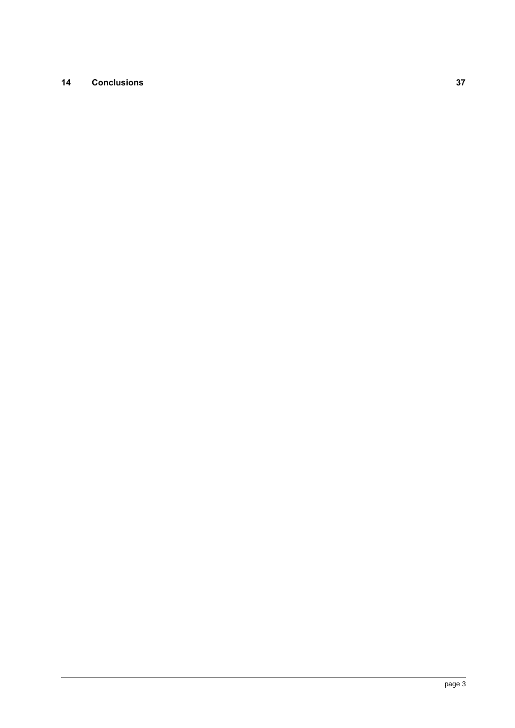**14 Conclusions 37**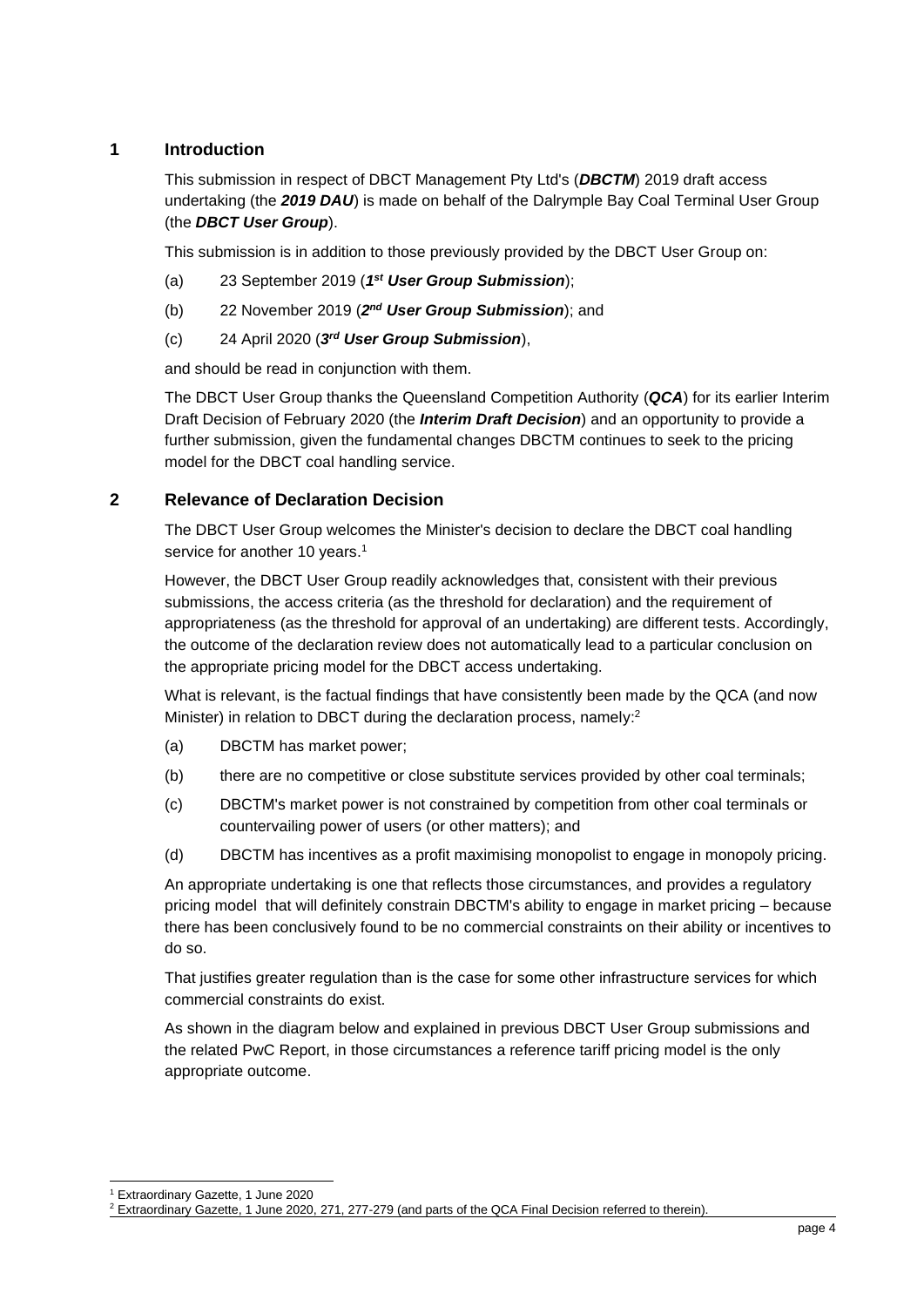## 1 Introduction

This submission in respect of DBCT Management Pty Ltd's (***DBCTM***) 2019 draft access undertaking (the ***2019 DAU***) is made on behalf of the Dalrymple Bay Coal Terminal User Group (the ***DBCT User Group***).

This submission is in addition to those previously provided by the DBCT User Group on:

(a) 23 September 2019 (***1st User Group Submission***);

(b) 22 November 2019 (***2nd User Group Submission***); and

(c) 24 April 2020 (***3rd User Group Submission***),

and should be read in conjunction with them.

The DBCT User Group thanks the Queensland Competition Authority (***QCA***) for its earlier Interim Draft Decision of February 2020 (the ***Interim Draft Decision***) and an opportunity to provide a further submission, given the fundamental changes DBCTM continues to seek to the pricing model for the DBCT coal handling service.

## 2 Relevance of Declaration Decision

The DBCT User Group welcomes the Minister's decision to declare the DBCT coal handling service for another 10 years.[1]

However, the DBCT User Group readily acknowledges that, consistent with their previous submissions, the access criteria (as the threshold for declaration) and the requirement of appropriateness (as the threshold for approval of an undertaking) are different tests. Accordingly, the outcome of the declaration review does not automatically lead to a particular conclusion on the appropriate pricing model for the DBCT access undertaking.

What is relevant, is the factual findings that have consistently been made by the QCA (and now Minister) in relation to DBCT during the declaration process, namely:[2]

(a) DBCTM has market power;

(b) there are no competitive or close substitute services provided by other coal terminals;

(c) DBCTM's market power is not constrained by competition from other coal terminals or countervailing power of users (or other matters); and

(d) DBCTM has incentives as a profit maximising monopolist to engage in monopoly pricing.

An appropriate undertaking is one that reflects those circumstances, and provides a regulatory pricing model that will definitely constrain DBCTM's ability to engage in market pricing – because there has been conclusively found to be no commercial constraints on their ability or incentives to do so.

That justifies greater regulation than is the case for some other infrastructure services for which commercial constraints do exist.

As shown in the diagram below and explained in previous DBCT User Group submissions and the related PwC Report, in those circumstances a reference tariff pricing model is the only appropriate outcome.

---

[1] Extraordinary Gazette, 1 June 2020

[2] Extraordinary Gazette, 1 June 2020, 271, 277-279 (and parts of the QCA Final Decision referred to therein).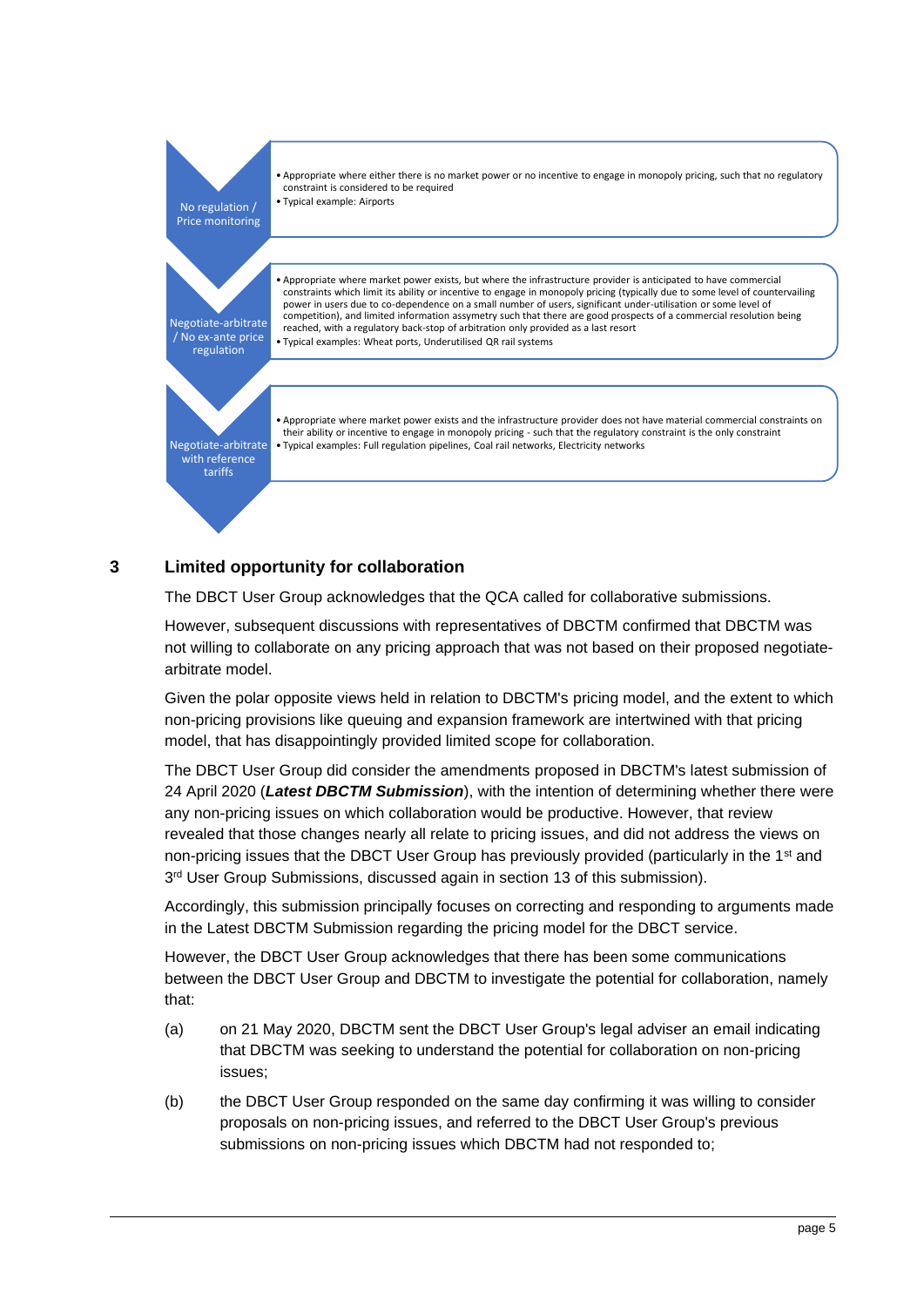| | |
|---|---|
| No regulation / Price monitoring | • Appropriate where either there is no market power or no incentive to engage in monopoly pricing, such that no regulatory constraint is considered to be required<br>• Typical example: Airports |
| Negotiate-arbitrate / No ex-ante price regulation | • Appropriate where market power exists, but where the infrastructure provider is anticipated to have commercial constraints which limit its ability or incentive to engage in monopoly pricing (typically due to some level of countervailing power in users due to co-dependence on a small number of users, significant under-utilisation or some level of competition), and limited information assymetry such that there are good prospects of a commercial resolution being reached, with a regulatory back-stop of arbitration only provided as a last resort<br>• Typical examples: Wheat ports, Underutilised QR rail systems |
| Negotiate-arbitrate with reference tariffs | • Appropriate where market power exists and the infrastructure provider does not have material commercial constraints on their ability or incentive to engage in monopoly pricing - such that the regulatory constraint is the only constraint<br>• Typical examples: Full regulation pipelines, Coal rail networks, Electricity networks |

## 3 Limited opportunity for collaboration

The DBCT User Group acknowledges that the QCA called for collaborative submissions.

However, subsequent discussions with representatives of DBCTM confirmed that DBCTM was not willing to collaborate on any pricing approach that was not based on their proposed negotiate-arbitrate model.

Given the polar opposite views held in relation to DBCTM's pricing model, and the extent to which non-pricing provisions like queuing and expansion framework are intertwined with that pricing model, that has disappointingly provided limited scope for collaboration.

The DBCT User Group did consider the amendments proposed in DBCTM's latest submission of 24 April 2020 (***Latest DBCTM Submission***), with the intention of determining whether there were any non-pricing issues on which collaboration would be productive. However, that review revealed that those changes nearly all relate to pricing issues, and did not address the views on non-pricing issues that the DBCT User Group has previously provided (particularly in the 1st and 3rd User Group Submissions, discussed again in section 13 of this submission).

Accordingly, this submission principally focuses on correcting and responding to arguments made in the Latest DBCTM Submission regarding the pricing model for the DBCT service.

However, the DBCT User Group acknowledges that there has been some communications between the DBCT User Group and DBCTM to investigate the potential for collaboration, namely that:

(a) on 21 May 2020, DBCTM sent the DBCT User Group's legal adviser an email indicating that DBCTM was seeking to understand the potential for collaboration on non-pricing issues;

(b) the DBCT User Group responded on the same day confirming it was willing to consider proposals on non-pricing issues, and referred to the DBCT User Group's previous submissions on non-pricing issues which DBCTM had not responded to;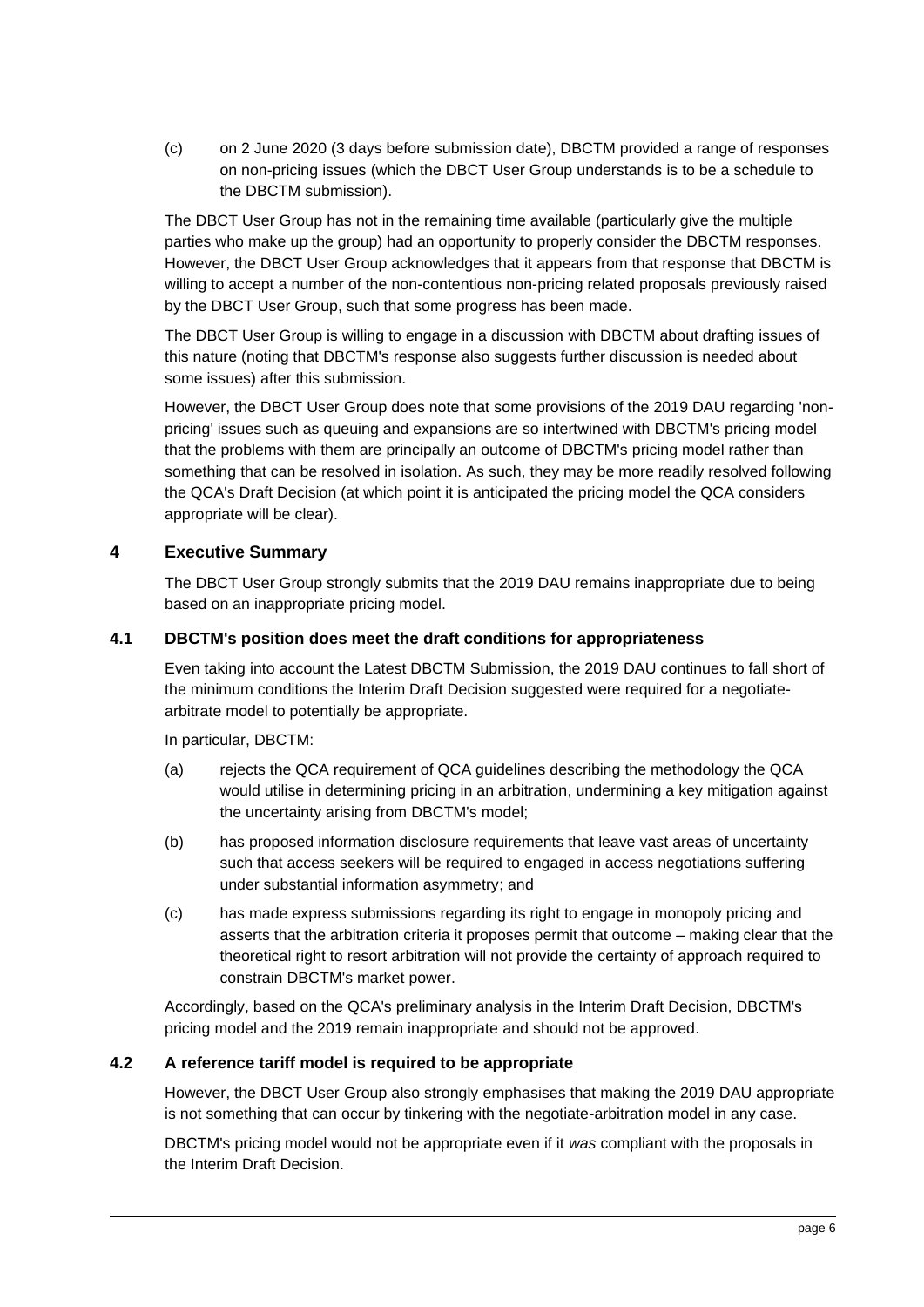(c) on 2 June 2020 (3 days before submission date), DBCTM provided a range of responses on non-pricing issues (which the DBCT User Group understands is to be a schedule to the DBCTM submission).

The DBCT User Group has not in the remaining time available (particularly give the multiple parties who make up the group) had an opportunity to properly consider the DBCTM responses. However, the DBCT User Group acknowledges that it appears from that response that DBCTM is willing to accept a number of the non-contentious non-pricing related proposals previously raised by the DBCT User Group, such that some progress has been made.

The DBCT User Group is willing to engage in a discussion with DBCTM about drafting issues of this nature (noting that DBCTM's response also suggests further discussion is needed about some issues) after this submission.

However, the DBCT User Group does note that some provisions of the 2019 DAU regarding 'non-pricing' issues such as queuing and expansions are so intertwined with DBCTM's pricing model that the problems with them are principally an outcome of DBCTM's pricing model rather than something that can be resolved in isolation. As such, they may be more readily resolved following the QCA's Draft Decision (at which point it is anticipated the pricing model the QCA considers appropriate will be clear).

## 4 Executive Summary

The DBCT User Group strongly submits that the 2019 DAU remains inappropriate due to being based on an inappropriate pricing model.

### 4.1 DBCTM's position does meet the draft conditions for appropriateness

Even taking into account the Latest DBCTM Submission, the 2019 DAU continues to fall short of the minimum conditions the Interim Draft Decision suggested were required for a negotiate-arbitrate model to potentially be appropriate.

In particular, DBCTM:

(a) rejects the QCA requirement of QCA guidelines describing the methodology the QCA would utilise in determining pricing in an arbitration, undermining a key mitigation against the uncertainty arising from DBCTM's model;

(b) has proposed information disclosure requirements that leave vast areas of uncertainty such that access seekers will be required to engaged in access negotiations suffering under substantial information asymmetry; and

(c) has made express submissions regarding its right to engage in monopoly pricing and asserts that the arbitration criteria it proposes permit that outcome – making clear that the theoretical right to resort arbitration will not provide the certainty of approach required to constrain DBCTM's market power.

Accordingly, based on the QCA's preliminary analysis in the Interim Draft Decision, DBCTM's pricing model and the 2019 remain inappropriate and should not be approved.

### 4.2 A reference tariff model is required to be appropriate

However, the DBCT User Group also strongly emphasises that making the 2019 DAU appropriate is not something that can occur by tinkering with the negotiate-arbitration model in any case.

DBCTM's pricing model would not be appropriate even if it *was* compliant with the proposals in the Interim Draft Decision.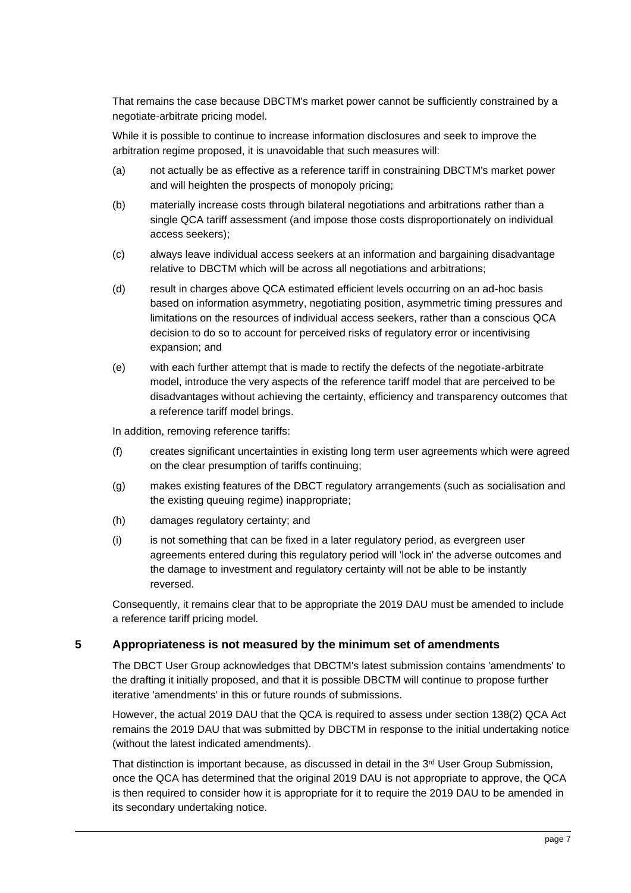That remains the case because DBCTM's market power cannot be sufficiently constrained by a negotiate-arbitrate pricing model.

While it is possible to continue to increase information disclosures and seek to improve the arbitration regime proposed, it is unavoidable that such measures will:

(a) not actually be as effective as a reference tariff in constraining DBCTM's market power and will heighten the prospects of monopoly pricing;

(b) materially increase costs through bilateral negotiations and arbitrations rather than a single QCA tariff assessment (and impose those costs disproportionately on individual access seekers);

(c) always leave individual access seekers at an information and bargaining disadvantage relative to DBCTM which will be across all negotiations and arbitrations;

(d) result in charges above QCA estimated efficient levels occurring on an ad-hoc basis based on information asymmetry, negotiating position, asymmetric timing pressures and limitations on the resources of individual access seekers, rather than a conscious QCA decision to do so to account for perceived risks of regulatory error or incentivising expansion; and

(e) with each further attempt that is made to rectify the defects of the negotiate-arbitrate model, introduce the very aspects of the reference tariff model that are perceived to be disadvantages without achieving the certainty, efficiency and transparency outcomes that a reference tariff model brings.

In addition, removing reference tariffs:

(f) creates significant uncertainties in existing long term user agreements which were agreed on the clear presumption of tariffs continuing;

(g) makes existing features of the DBCT regulatory arrangements (such as socialisation and the existing queuing regime) inappropriate;

(h) damages regulatory certainty; and

(i) is not something that can be fixed in a later regulatory period, as evergreen user agreements entered during this regulatory period will 'lock in' the adverse outcomes and the damage to investment and regulatory certainty will not be able to be instantly reversed.

Consequently, it remains clear that to be appropriate the 2019 DAU must be amended to include a reference tariff pricing model.

## 5 Appropriateness is not measured by the minimum set of amendments

The DBCT User Group acknowledges that DBCTM's latest submission contains 'amendments' to the drafting it initially proposed, and that it is possible DBCTM will continue to propose further iterative 'amendments' in this or future rounds of submissions.

However, the actual 2019 DAU that the QCA is required to assess under section 138(2) QCA Act remains the 2019 DAU that was submitted by DBCTM in response to the initial undertaking notice (without the latest indicated amendments).

That distinction is important because, as discussed in detail in the 3rd User Group Submission, once the QCA has determined that the original 2019 DAU is not appropriate to approve, the QCA is then required to consider how it is appropriate for it to require the 2019 DAU to be amended in its secondary undertaking notice.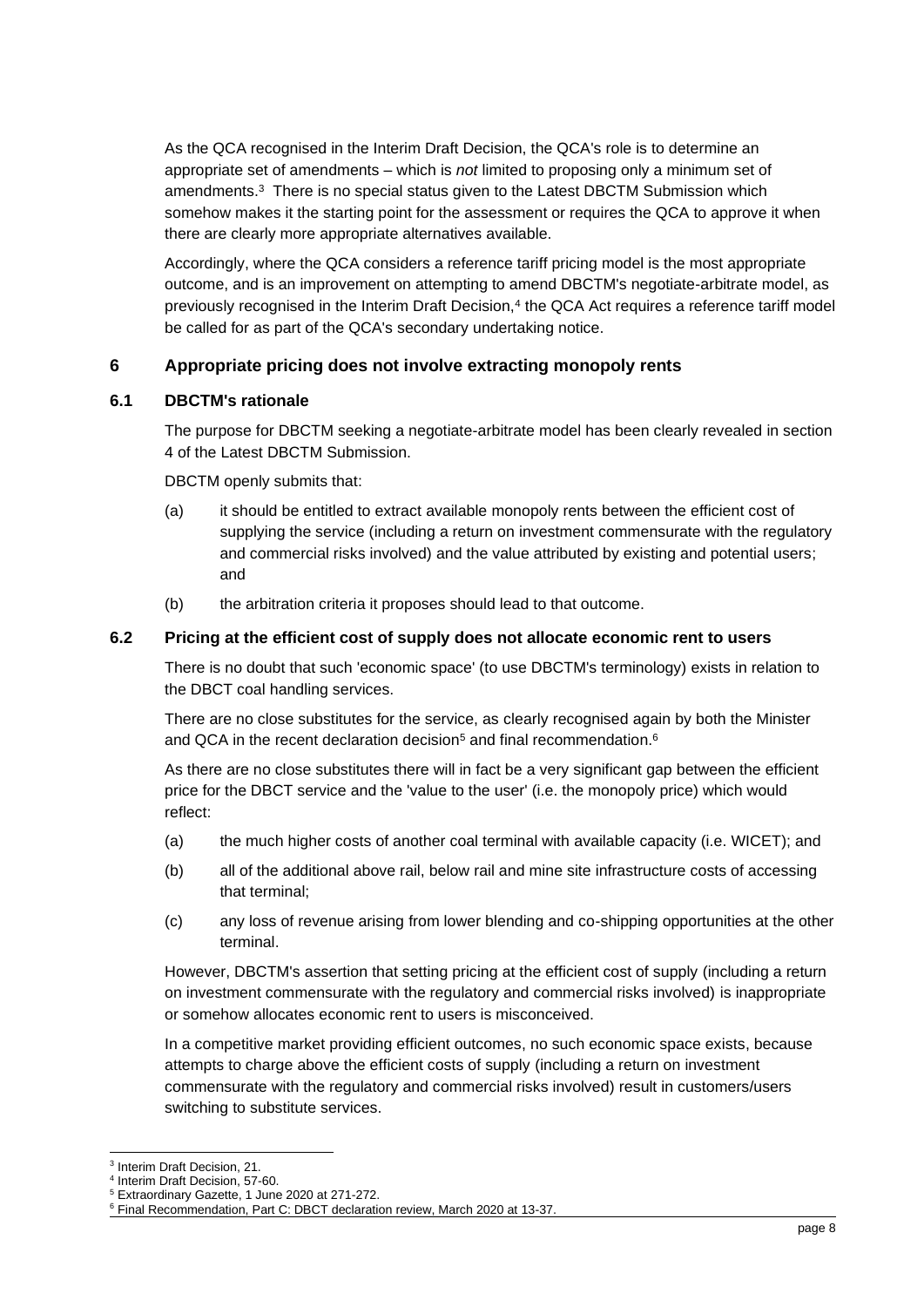As the QCA recognised in the Interim Draft Decision, the QCA's role is to determine an appropriate set of amendments – which is *not* limited to proposing only a minimum set of amendments.[3] There is no special status given to the Latest DBCTM Submission which somehow makes it the starting point for the assessment or requires the QCA to approve it when there are clearly more appropriate alternatives available.

Accordingly, where the QCA considers a reference tariff pricing model is the most appropriate outcome, and is an improvement on attempting to amend DBCTM's negotiate-arbitrate model, as previously recognised in the Interim Draft Decision,[4] the QCA Act requires a reference tariff model be called for as part of the QCA's secondary undertaking notice.

## 6 Appropriate pricing does not involve extracting monopoly rents

### 6.1 DBCTM's rationale

The purpose for DBCTM seeking a negotiate-arbitrate model has been clearly revealed in section 4 of the Latest DBCTM Submission.

DBCTM openly submits that:

(a) it should be entitled to extract available monopoly rents between the efficient cost of supplying the service (including a return on investment commensurate with the regulatory and commercial risks involved) and the value attributed by existing and potential users; and

(b) the arbitration criteria it proposes should lead to that outcome.

### 6.2 Pricing at the efficient cost of supply does not allocate economic rent to users

There is no doubt that such 'economic space' (to use DBCTM's terminology) exists in relation to the DBCT coal handling services.

There are no close substitutes for the service, as clearly recognised again by both the Minister and QCA in the recent declaration decision[5] and final recommendation.[6]

As there are no close substitutes there will in fact be a very significant gap between the efficient price for the DBCT service and the 'value to the user' (i.e. the monopoly price) which would reflect:

(a) the much higher costs of another coal terminal with available capacity (i.e. WICET); and

(b) all of the additional above rail, below rail and mine site infrastructure costs of accessing that terminal;

(c) any loss of revenue arising from lower blending and co-shipping opportunities at the other terminal.

However, DBCTM's assertion that setting pricing at the efficient cost of supply (including a return on investment commensurate with the regulatory and commercial risks involved) is inappropriate or somehow allocates economic rent to users is misconceived.

In a competitive market providing efficient outcomes, no such economic space exists, because attempts to charge above the efficient costs of supply (including a return on investment commensurate with the regulatory and commercial risks involved) result in customers/users switching to substitute services.

---

[3] Interim Draft Decision, 21.

[4] Interim Draft Decision, 57-60.

[5] Extraordinary Gazette, 1 June 2020 at 271-272.

[6] Final Recommendation, Part C: DBCT declaration review, March 2020 at 13-37.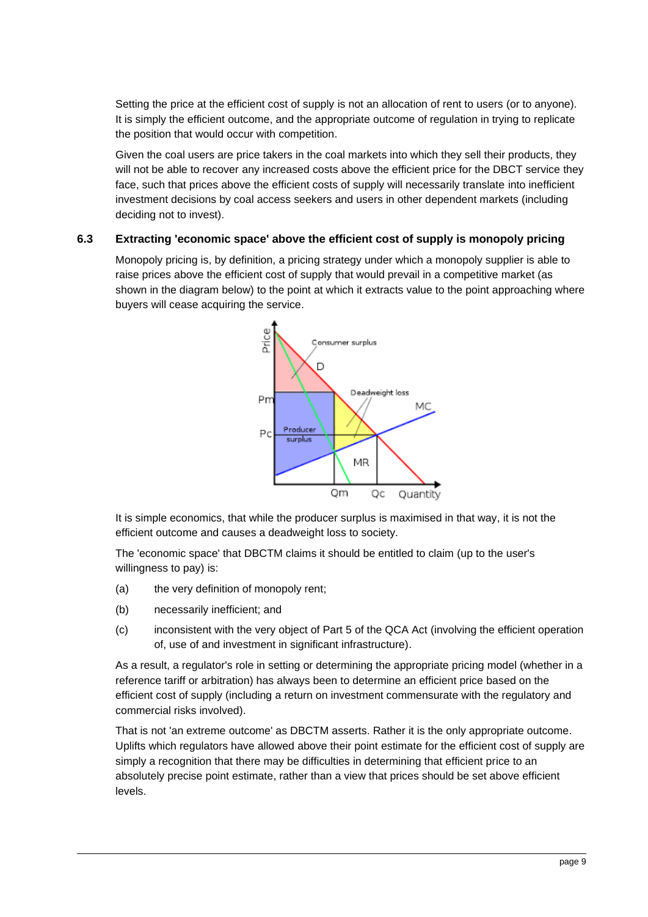Setting the price at the efficient cost of supply is not an allocation of rent to users (or to anyone). It is simply the efficient outcome, and the appropriate outcome of regulation in trying to replicate the position that would occur with competition.

Given the coal users are price takers in the coal markets into which they sell their products, they will not be able to recover any increased costs above the efficient price for the DBCT service they face, such that prices above the efficient costs of supply will necessarily translate into inefficient investment decisions by coal access seekers and users in other dependent markets (including deciding not to invest).

## 6.3 Extracting 'economic space' above the efficient cost of supply is monopoly pricing

Monopoly pricing is, by definition, a pricing strategy under which a monopoly supplier is able to raise prices above the efficient cost of supply that would prevail in a competitive market (as shown in the diagram below) to the point at which it extracts value to the point approaching where buyers will cease acquiring the service.

It is simple economics, that while the producer surplus is maximised in that way, it is not the efficient outcome and causes a deadweight loss to society.

The 'economic space' that DBCTM claims it should be entitled to claim (up to the user's willingness to pay) is:

(a) the very definition of monopoly rent;

(b) necessarily inefficient; and

(c) inconsistent with the very object of Part 5 of the QCA Act (involving the efficient operation of, use of and investment in significant infrastructure).

As a result, a regulator's role in setting or determining the appropriate pricing model (whether in a reference tariff or arbitration) has always been to determine an efficient price based on the efficient cost of supply (including a return on investment commensurate with the regulatory and commercial risks involved).

That is not 'an extreme outcome' as DBCTM asserts. Rather it is the only appropriate outcome. Uplifts which regulators have allowed above their point estimate for the efficient cost of supply are simply a recognition that there may be difficulties in determining that efficient price to an absolutely precise point estimate, rather than a view that prices should be set above efficient levels.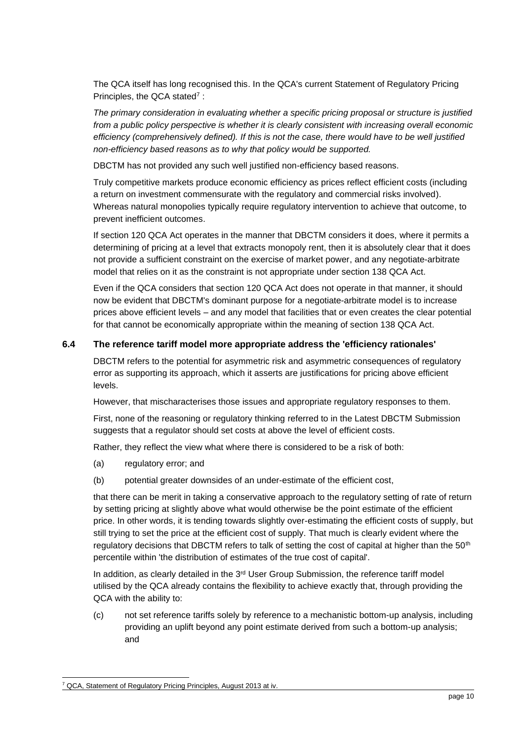The QCA itself has long recognised this. In the QCA's current Statement of Regulatory Pricing Principles, the QCA stated[7] :

*The primary consideration in evaluating whether a specific pricing proposal or structure is justified from a public policy perspective is whether it is clearly consistent with increasing overall economic efficiency (comprehensively defined). If this is not the case, there would have to be well justified non-efficiency based reasons as to why that policy would be supported.*

DBCTM has not provided any such well justified non-efficiency based reasons.

Truly competitive markets produce economic efficiency as prices reflect efficient costs (including a return on investment commensurate with the regulatory and commercial risks involved). Whereas natural monopolies typically require regulatory intervention to achieve that outcome, to prevent inefficient outcomes.

If section 120 QCA Act operates in the manner that DBCTM considers it does, where it permits a determining of pricing at a level that extracts monopoly rent, then it is absolutely clear that it does not provide a sufficient constraint on the exercise of market power, and any negotiate-arbitrate model that relies on it as the constraint is not appropriate under section 138 QCA Act.

Even if the QCA considers that section 120 QCA Act does not operate in that manner, it should now be evident that DBCTM's dominant purpose for a negotiate-arbitrate model is to increase prices above efficient levels – and any model that facilities that or even creates the clear potential for that cannot be economically appropriate within the meaning of section 138 QCA Act.

## 6.4 The reference tariff model more appropriate address the 'efficiency rationales'

DBCTM refers to the potential for asymmetric risk and asymmetric consequences of regulatory error as supporting its approach, which it asserts are justifications for pricing above efficient levels.

However, that mischaracterises those issues and appropriate regulatory responses to them.

First, none of the reasoning or regulatory thinking referred to in the Latest DBCTM Submission suggests that a regulator should set costs at above the level of efficient costs.

Rather, they reflect the view what where there is considered to be a risk of both:

(a) regulatory error; and

(b) potential greater downsides of an under-estimate of the efficient cost,

that there can be merit in taking a conservative approach to the regulatory setting of rate of return by setting pricing at slightly above what would otherwise be the point estimate of the efficient price. In other words, it is tending towards slightly over-estimating the efficient costs of supply, but still trying to set the price at the efficient cost of supply. That much is clearly evident where the regulatory decisions that DBCTM refers to talk of setting the cost of capital at higher than the 50th percentile within 'the distribution of estimates of the true cost of capital'.

In addition, as clearly detailed in the 3rd User Group Submission, the reference tariff model utilised by the QCA already contains the flexibility to achieve exactly that, through providing the QCA with the ability to:

(c) not set reference tariffs solely by reference to a mechanistic bottom-up analysis, including providing an uplift beyond any point estimate derived from such a bottom-up analysis; and

[7] QCA, Statement of Regulatory Pricing Principles, August 2013 at iv.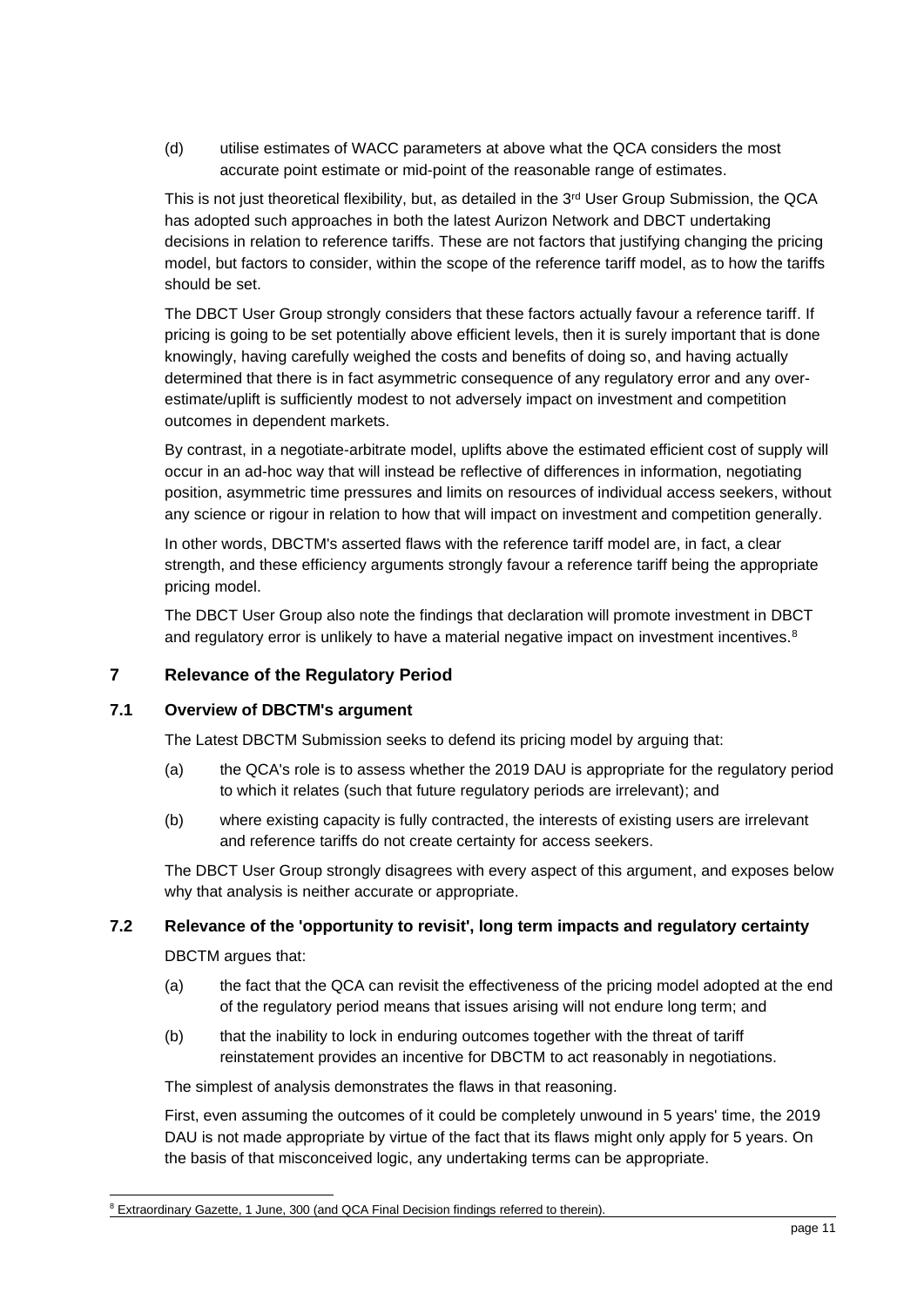(d) utilise estimates of WACC parameters at above what the QCA considers the most accurate point estimate or mid-point of the reasonable range of estimates.

This is not just theoretical flexibility, but, as detailed in the 3rd User Group Submission, the QCA has adopted such approaches in both the latest Aurizon Network and DBCT undertaking decisions in relation to reference tariffs. These are not factors that justifying changing the pricing model, but factors to consider, within the scope of the reference tariff model, as to how the tariffs should be set.

The DBCT User Group strongly considers that these factors actually favour a reference tariff. If pricing is going to be set potentially above efficient levels, then it is surely important that is done knowingly, having carefully weighed the costs and benefits of doing so, and having actually determined that there is in fact asymmetric consequence of any regulatory error and any over-estimate/uplift is sufficiently modest to not adversely impact on investment and competition outcomes in dependent markets.

By contrast, in a negotiate-arbitrate model, uplifts above the estimated efficient cost of supply will occur in an ad-hoc way that will instead be reflective of differences in information, negotiating position, asymmetric time pressures and limits on resources of individual access seekers, without any science or rigour in relation to how that will impact on investment and competition generally.

In other words, DBCTM's asserted flaws with the reference tariff model are, in fact, a clear strength, and these efficiency arguments strongly favour a reference tariff being the appropriate pricing model.

The DBCT User Group also note the findings that declaration will promote investment in DBCT and regulatory error is unlikely to have a material negative impact on investment incentives.[8]

## 7 Relevance of the Regulatory Period

### 7.1 Overview of DBCTM's argument

The Latest DBCTM Submission seeks to defend its pricing model by arguing that:

(a) the QCA's role is to assess whether the 2019 DAU is appropriate for the regulatory period to which it relates (such that future regulatory periods are irrelevant); and

(b) where existing capacity is fully contracted, the interests of existing users are irrelevant and reference tariffs do not create certainty for access seekers.

The DBCT User Group strongly disagrees with every aspect of this argument, and exposes below why that analysis is neither accurate or appropriate.

### 7.2 Relevance of the 'opportunity to revisit', long term impacts and regulatory certainty

DBCTM argues that:

(a) the fact that the QCA can revisit the effectiveness of the pricing model adopted at the end of the regulatory period means that issues arising will not endure long term; and

(b) that the inability to lock in enduring outcomes together with the threat of tariff reinstatement provides an incentive for DBCTM to act reasonably in negotiations.

The simplest of analysis demonstrates the flaws in that reasoning.

First, even assuming the outcomes of it could be completely unwound in 5 years' time, the 2019 DAU is not made appropriate by virtue of the fact that its flaws might only apply for 5 years. On the basis of that misconceived logic, any undertaking terms can be appropriate.

---

[8] Extraordinary Gazette, 1 June, 300 (and QCA Final Decision findings referred to therein).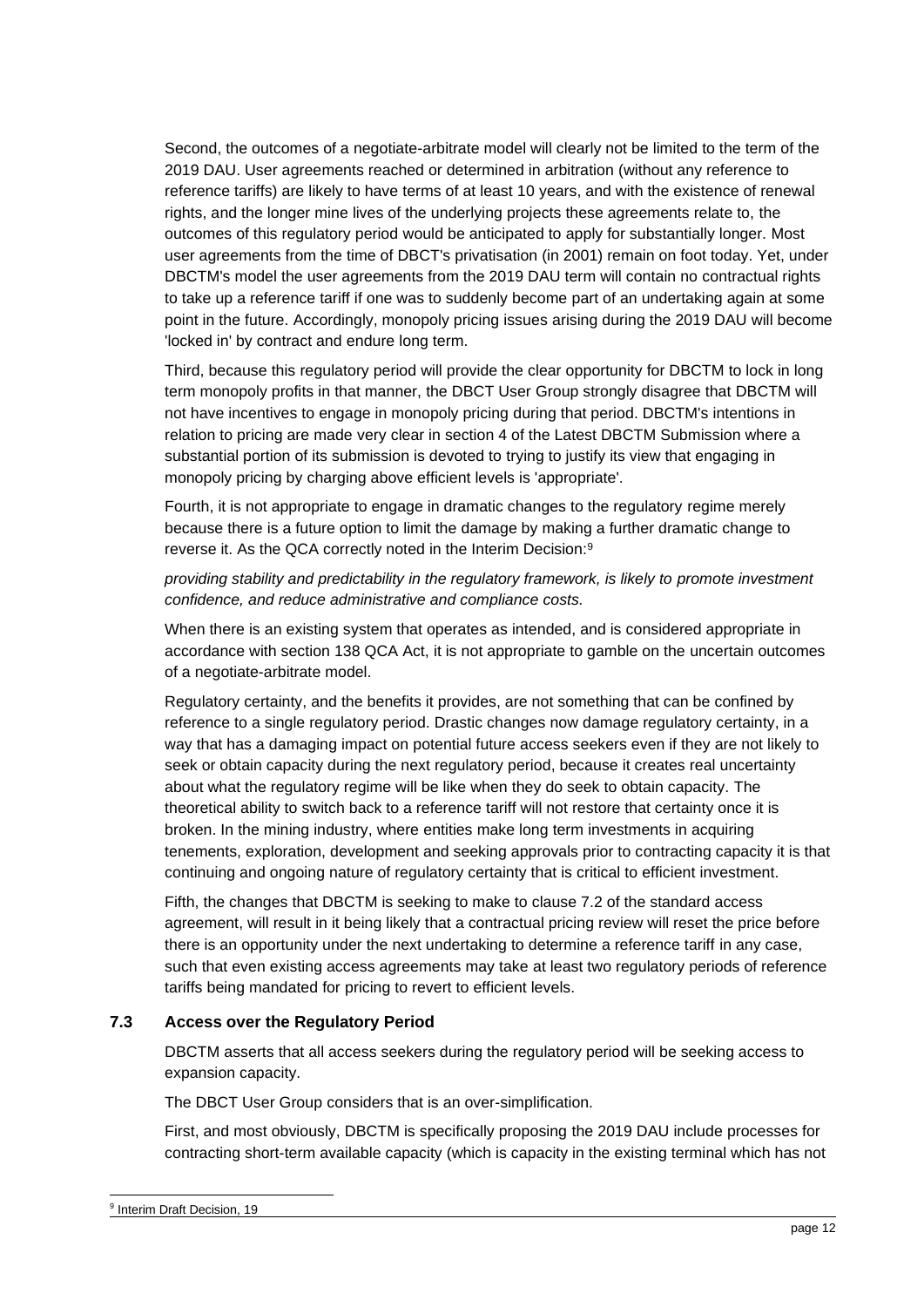Second, the outcomes of a negotiate-arbitrate model will clearly not be limited to the term of the 2019 DAU. User agreements reached or determined in arbitration (without any reference to reference tariffs) are likely to have terms of at least 10 years, and with the existence of renewal rights, and the longer mine lives of the underlying projects these agreements relate to, the outcomes of this regulatory period would be anticipated to apply for substantially longer. Most user agreements from the time of DBCT's privatisation (in 2001) remain on foot today. Yet, under DBCTM's model the user agreements from the 2019 DAU term will contain no contractual rights to take up a reference tariff if one was to suddenly become part of an undertaking again at some point in the future. Accordingly, monopoly pricing issues arising during the 2019 DAU will become 'locked in' by contract and endure long term.

Third, because this regulatory period will provide the clear opportunity for DBCTM to lock in long term monopoly profits in that manner, the DBCT User Group strongly disagree that DBCTM will not have incentives to engage in monopoly pricing during that period. DBCTM's intentions in relation to pricing are made very clear in section 4 of the Latest DBCTM Submission where a substantial portion of its submission is devoted to trying to justify its view that engaging in monopoly pricing by charging above efficient levels is 'appropriate'.

Fourth, it is not appropriate to engage in dramatic changes to the regulatory regime merely because there is a future option to limit the damage by making a further dramatic change to reverse it. As the QCA correctly noted in the Interim Decision:[9]

*providing stability and predictability in the regulatory framework, is likely to promote investment confidence, and reduce administrative and compliance costs.*

When there is an existing system that operates as intended, and is considered appropriate in accordance with section 138 QCA Act, it is not appropriate to gamble on the uncertain outcomes of a negotiate-arbitrate model.

Regulatory certainty, and the benefits it provides, are not something that can be confined by reference to a single regulatory period. Drastic changes now damage regulatory certainty, in a way that has a damaging impact on potential future access seekers even if they are not likely to seek or obtain capacity during the next regulatory period, because it creates real uncertainty about what the regulatory regime will be like when they do seek to obtain capacity. The theoretical ability to switch back to a reference tariff will not restore that certainty once it is broken. In the mining industry, where entities make long term investments in acquiring tenements, exploration, development and seeking approvals prior to contracting capacity it is that continuing and ongoing nature of regulatory certainty that is critical to efficient investment.

Fifth, the changes that DBCTM is seeking to make to clause 7.2 of the standard access agreement, will result in it being likely that a contractual pricing review will reset the price before there is an opportunity under the next undertaking to determine a reference tariff in any case, such that even existing access agreements may take at least two regulatory periods of reference tariffs being mandated for pricing to revert to efficient levels.

### 7.3 Access over the Regulatory Period

DBCTM asserts that all access seekers during the regulatory period will be seeking access to expansion capacity.

The DBCT User Group considers that is an over-simplification.

First, and most obviously, DBCTM is specifically proposing the 2019 DAU include processes for contracting short-term available capacity (which is capacity in the existing terminal which has not

[9] Interim Draft Decision, 19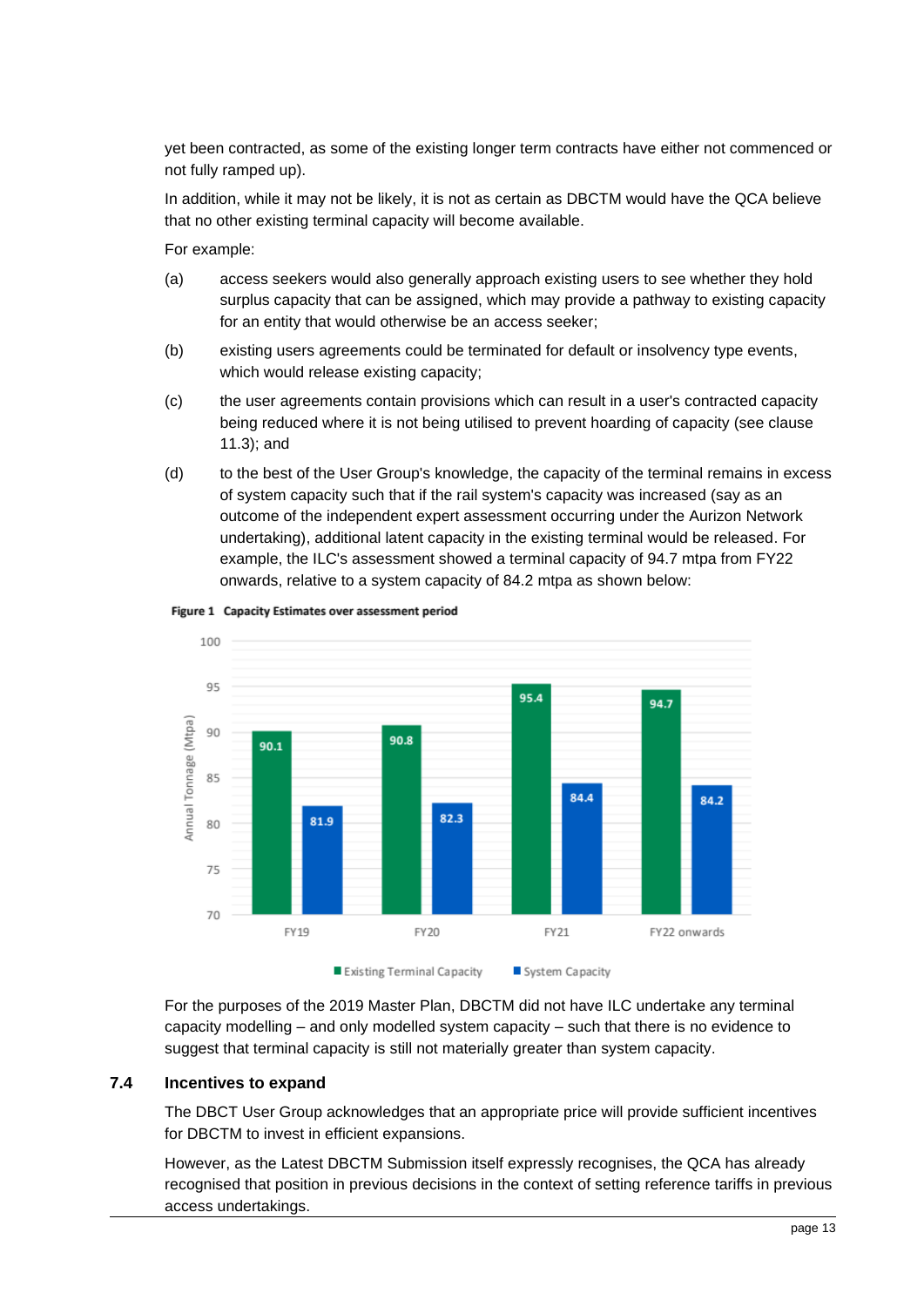yet been contracted, as some of the existing longer term contracts have either not commenced or not fully ramped up).

In addition, while it may not be likely, it is not as certain as DBCTM would have the QCA believe that no other existing terminal capacity will become available.

For example:

(a) access seekers would also generally approach existing users to see whether they hold surplus capacity that can be assigned, which may provide a pathway to existing capacity for an entity that would otherwise be an access seeker;

(b) existing users agreements could be terminated for default or insolvency type events, which would release existing capacity;

(c) the user agreements contain provisions which can result in a user's contracted capacity being reduced where it is not being utilised to prevent hoarding of capacity (see clause 11.3); and

(d) to the best of the User Group's knowledge, the capacity of the terminal remains in excess of system capacity such that if the rail system's capacity was increased (say as an outcome of the independent expert assessment occurring under the Aurizon Network undertaking), additional latent capacity in the existing terminal would be released. For example, the ILC's assessment showed a terminal capacity of 94.7 mtpa from FY22 onwards, relative to a system capacity of 84.2 mtpa as shown below:

**Figure 1 Capacity Estimates over assessment period**

| Annual Tonnage (Mtpa) | FY19 | FY20 | FY21 | FY22 onwards |
| --- | --- | --- | --- | --- |
| Existing Terminal Capacity | 90.1 | 90.8 | 95.4 | 94.7 |
| System Capacity | 81.9 | 82.3 | 84.4 | 84.2 |

For the purposes of the 2019 Master Plan, DBCTM did not have ILC undertake any terminal capacity modelling – and only modelled system capacity – such that there is no evidence to suggest that terminal capacity is still not materially greater than system capacity.

## 7.4 Incentives to expand

The DBCT User Group acknowledges that an appropriate price will provide sufficient incentives for DBCTM to invest in efficient expansions.

However, as the Latest DBCTM Submission itself expressly recognises, the QCA has already recognised that position in previous decisions in the context of setting reference tariffs in previous access undertakings.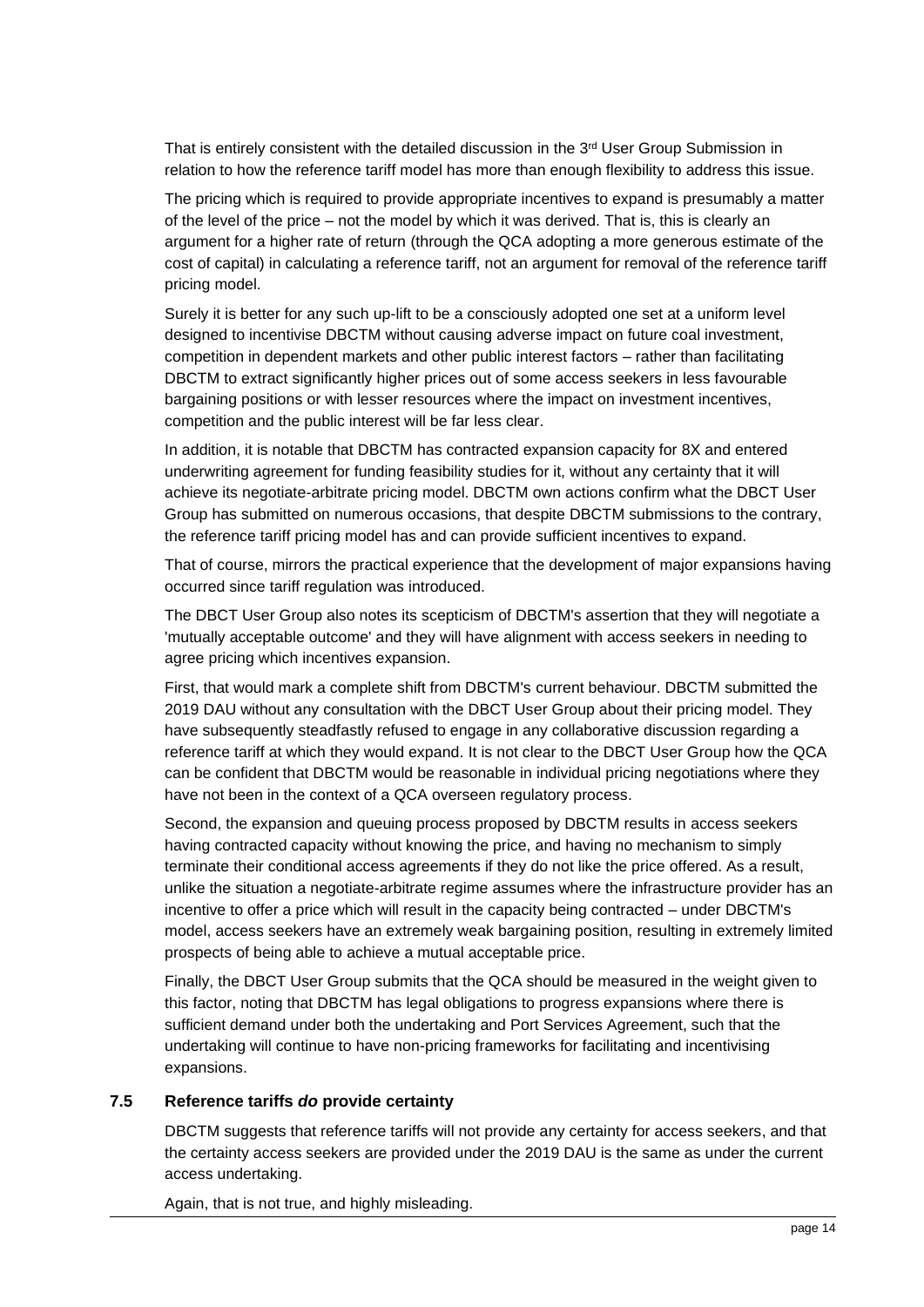That is entirely consistent with the detailed discussion in the 3rd User Group Submission in relation to how the reference tariff model has more than enough flexibility to address this issue.

The pricing which is required to provide appropriate incentives to expand is presumably a matter of the level of the price – not the model by which it was derived. That is, this is clearly an argument for a higher rate of return (through the QCA adopting a more generous estimate of the cost of capital) in calculating a reference tariff, not an argument for removal of the reference tariff pricing model.

Surely it is better for any such up-lift to be a consciously adopted one set at a uniform level designed to incentivise DBCTM without causing adverse impact on future coal investment, competition in dependent markets and other public interest factors – rather than facilitating DBCTM to extract significantly higher prices out of some access seekers in less favourable bargaining positions or with lesser resources where the impact on investment incentives, competition and the public interest will be far less clear.

In addition, it is notable that DBCTM has contracted expansion capacity for 8X and entered underwriting agreement for funding feasibility studies for it, without any certainty that it will achieve its negotiate-arbitrate pricing model. DBCTM own actions confirm what the DBCT User Group has submitted on numerous occasions, that despite DBCTM submissions to the contrary, the reference tariff pricing model has and can provide sufficient incentives to expand.

That of course, mirrors the practical experience that the development of major expansions having occurred since tariff regulation was introduced.

The DBCT User Group also notes its scepticism of DBCTM's assertion that they will negotiate a 'mutually acceptable outcome' and they will have alignment with access seekers in needing to agree pricing which incentives expansion.

First, that would mark a complete shift from DBCTM's current behaviour. DBCTM submitted the 2019 DAU without any consultation with the DBCT User Group about their pricing model. They have subsequently steadfastly refused to engage in any collaborative discussion regarding a reference tariff at which they would expand. It is not clear to the DBCT User Group how the QCA can be confident that DBCTM would be reasonable in individual pricing negotiations where they have not been in the context of a QCA overseen regulatory process.

Second, the expansion and queuing process proposed by DBCTM results in access seekers having contracted capacity without knowing the price, and having no mechanism to simply terminate their conditional access agreements if they do not like the price offered. As a result, unlike the situation a negotiate-arbitrate regime assumes where the infrastructure provider has an incentive to offer a price which will result in the capacity being contracted – under DBCTM's model, access seekers have an extremely weak bargaining position, resulting in extremely limited prospects of being able to achieve a mutual acceptable price.

Finally, the DBCT User Group submits that the QCA should be measured in the weight given to this factor, noting that DBCTM has legal obligations to progress expansions where there is sufficient demand under both the undertaking and Port Services Agreement, such that the undertaking will continue to have non-pricing frameworks for facilitating and incentivising expansions.

### 7.5 Reference tariffs *do* provide certainty

DBCTM suggests that reference tariffs will not provide any certainty for access seekers, and that the certainty access seekers are provided under the 2019 DAU is the same as under the current access undertaking.

Again, that is not true, and highly misleading.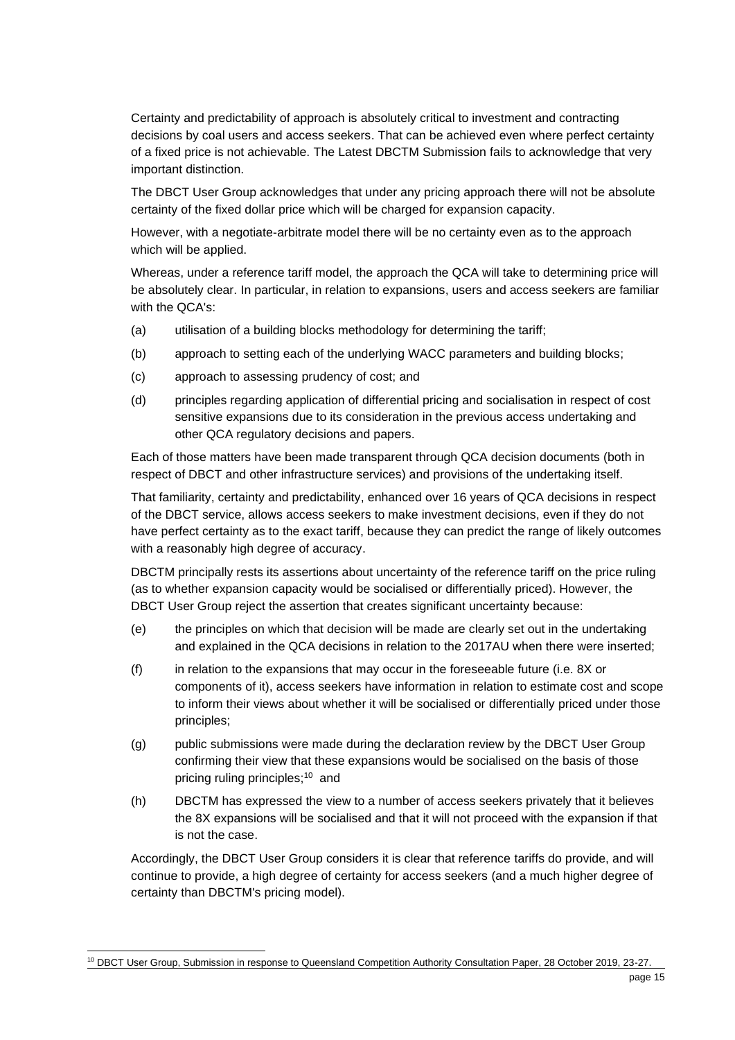Certainty and predictability of approach is absolutely critical to investment and contracting decisions by coal users and access seekers. That can be achieved even where perfect certainty of a fixed price is not achievable. The Latest DBCTM Submission fails to acknowledge that very important distinction.

The DBCT User Group acknowledges that under any pricing approach there will not be absolute certainty of the fixed dollar price which will be charged for expansion capacity.

However, with a negotiate-arbitrate model there will be no certainty even as to the approach which will be applied.

Whereas, under a reference tariff model, the approach the QCA will take to determining price will be absolutely clear. In particular, in relation to expansions, users and access seekers are familiar with the QCA's:

(a) utilisation of a building blocks methodology for determining the tariff;

(b) approach to setting each of the underlying WACC parameters and building blocks;

(c) approach to assessing prudency of cost; and

(d) principles regarding application of differential pricing and socialisation in respect of cost sensitive expansions due to its consideration in the previous access undertaking and other QCA regulatory decisions and papers.

Each of those matters have been made transparent through QCA decision documents (both in respect of DBCT and other infrastructure services) and provisions of the undertaking itself.

That familiarity, certainty and predictability, enhanced over 16 years of QCA decisions in respect of the DBCT service, allows access seekers to make investment decisions, even if they do not have perfect certainty as to the exact tariff, because they can predict the range of likely outcomes with a reasonably high degree of accuracy.

DBCTM principally rests its assertions about uncertainty of the reference tariff on the price ruling (as to whether expansion capacity would be socialised or differentially priced). However, the DBCT User Group reject the assertion that creates significant uncertainty because:

(e) the principles on which that decision will be made are clearly set out in the undertaking and explained in the QCA decisions in relation to the 2017AU when there were inserted;

(f) in relation to the expansions that may occur in the foreseeable future (i.e. 8X or components of it), access seekers have information in relation to estimate cost and scope to inform their views about whether it will be socialised or differentially priced under those principles;

(g) public submissions were made during the declaration review by the DBCT User Group confirming their view that these expansions would be socialised on the basis of those pricing ruling principles;[10] and

(h) DBCTM has expressed the view to a number of access seekers privately that it believes the 8X expansions will be socialised and that it will not proceed with the expansion if that is not the case.

Accordingly, the DBCT User Group considers it is clear that reference tariffs do provide, and will continue to provide, a high degree of certainty for access seekers (and a much higher degree of certainty than DBCTM's pricing model).

[10] DBCT User Group, Submission in response to Queensland Competition Authority Consultation Paper, 28 October 2019, 23-27.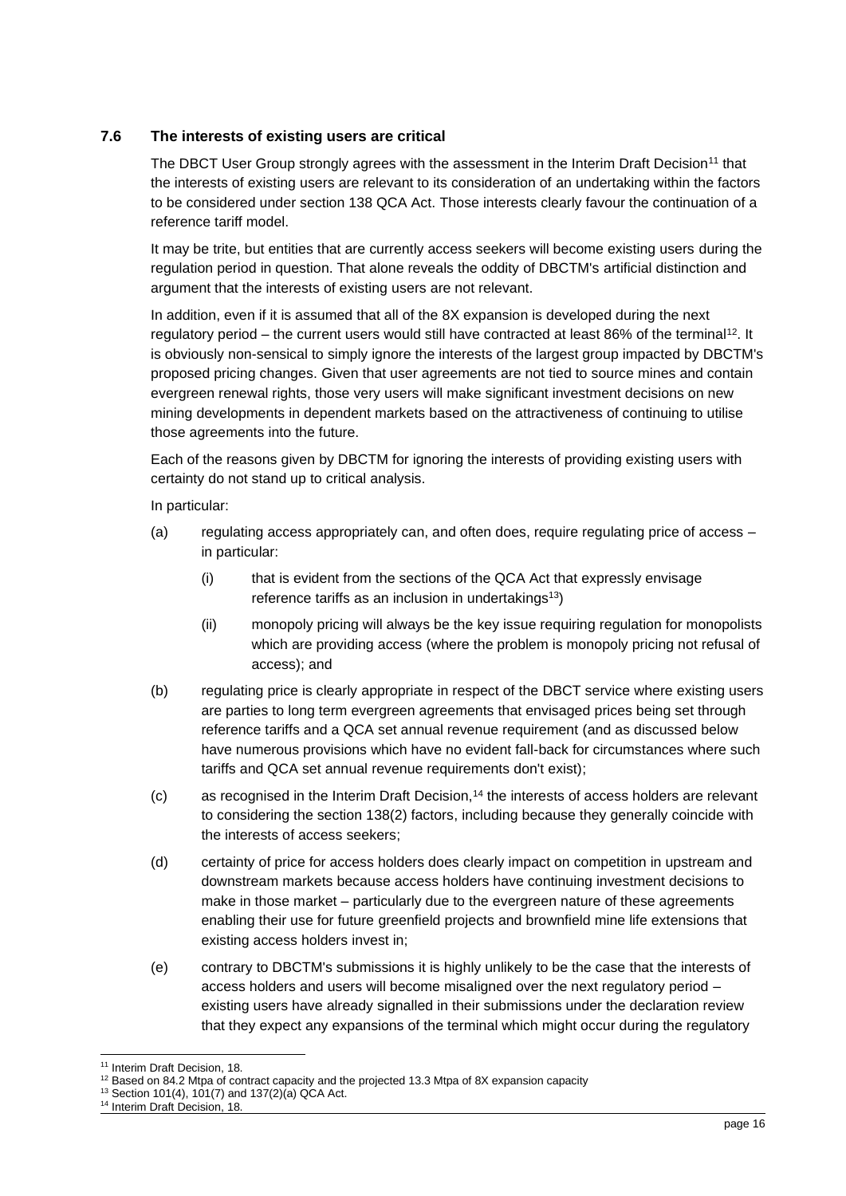## 7.6 The interests of existing users are critical

The DBCT User Group strongly agrees with the assessment in the Interim Draft Decision[11] that the interests of existing users are relevant to its consideration of an undertaking within the factors to be considered under section 138 QCA Act. Those interests clearly favour the continuation of a reference tariff model.

It may be trite, but entities that are currently access seekers will become existing users during the regulation period in question. That alone reveals the oddity of DBCTM's artificial distinction and argument that the interests of existing users are not relevant.

In addition, even if it is assumed that all of the 8X expansion is developed during the next regulatory period – the current users would still have contracted at least 86% of the terminal[12]. It is obviously non-sensical to simply ignore the interests of the largest group impacted by DBCTM's proposed pricing changes. Given that user agreements are not tied to source mines and contain evergreen renewal rights, those very users will make significant investment decisions on new mining developments in dependent markets based on the attractiveness of continuing to utilise those agreements into the future.

Each of the reasons given by DBCTM for ignoring the interests of providing existing users with certainty do not stand up to critical analysis.

In particular:

(a) regulating access appropriately can, and often does, require regulating price of access – in particular:

  (i) that is evident from the sections of the QCA Act that expressly envisage reference tariffs as an inclusion in undertakings[13])

  (ii) monopoly pricing will always be the key issue requiring regulation for monopolists which are providing access (where the problem is monopoly pricing not refusal of access); and

(b) regulating price is clearly appropriate in respect of the DBCT service where existing users are parties to long term evergreen agreements that envisaged prices being set through reference tariffs and a QCA set annual revenue requirement (and as discussed below have numerous provisions which have no evident fall-back for circumstances where such tariffs and QCA set annual revenue requirements don't exist);

(c) as recognised in the Interim Draft Decision,[14] the interests of access holders are relevant to considering the section 138(2) factors, including because they generally coincide with the interests of access seekers;

(d) certainty of price for access holders does clearly impact on competition in upstream and downstream markets because access holders have continuing investment decisions to make in those market – particularly due to the evergreen nature of these agreements enabling their use for future greenfield projects and brownfield mine life extensions that existing access holders invest in;

(e) contrary to DBCTM's submissions it is highly unlikely to be the case that the interests of access holders and users will become misaligned over the next regulatory period – existing users have already signalled in their submissions under the declaration review that they expect any expansions of the terminal which might occur during the regulatory

---

[11] Interim Draft Decision, 18.

[12] Based on 84.2 Mtpa of contract capacity and the projected 13.3 Mtpa of 8X expansion capacity

[13] Section 101(4), 101(7) and 137(2)(a) QCA Act.

[14] Interim Draft Decision, 18.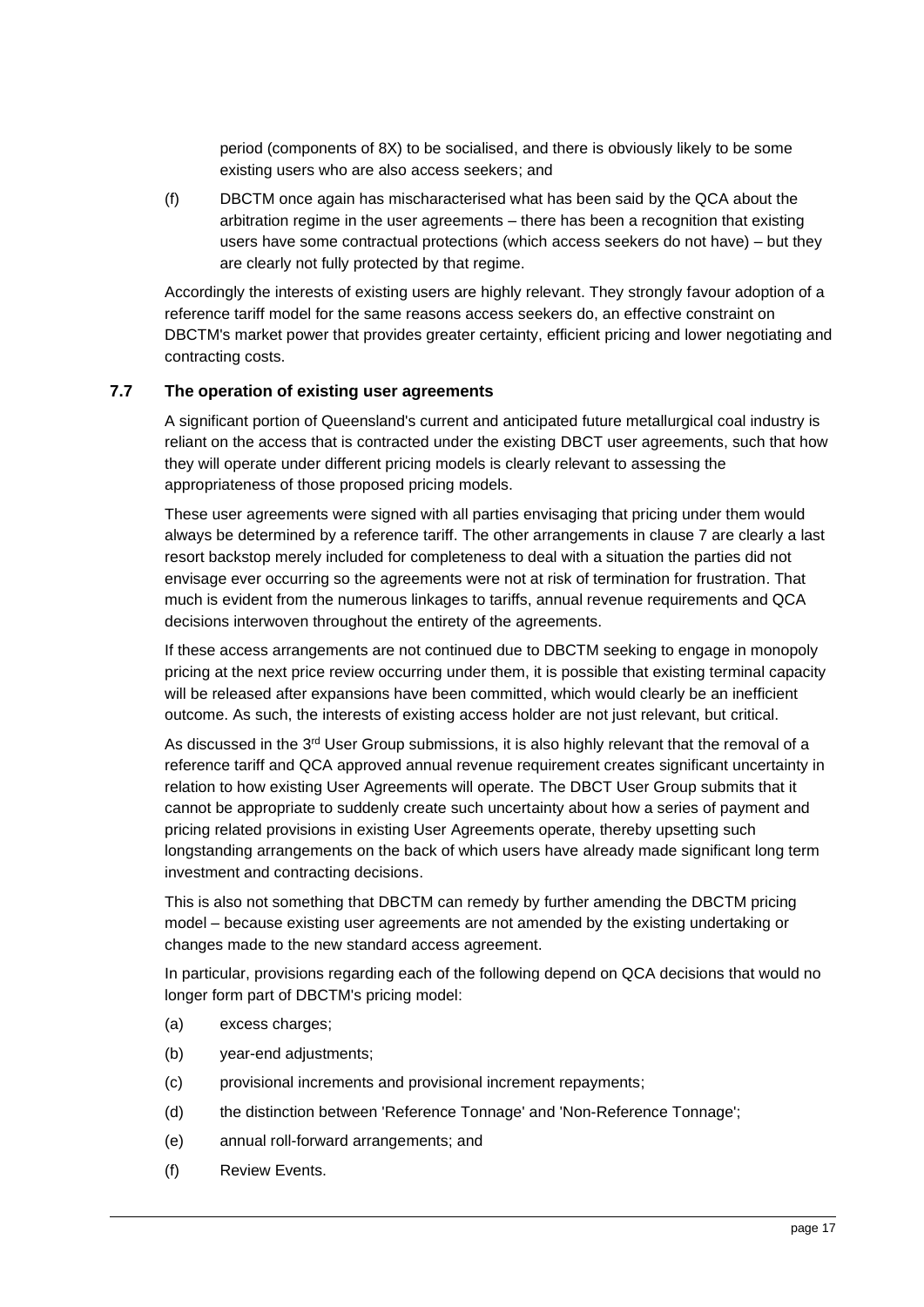period (components of 8X) to be socialised, and there is obviously likely to be some existing users who are also access seekers; and

(f) DBCTM once again has mischaracterised what has been said by the QCA about the arbitration regime in the user agreements – there has been a recognition that existing users have some contractual protections (which access seekers do not have) – but they are clearly not fully protected by that regime.

Accordingly the interests of existing users are highly relevant. They strongly favour adoption of a reference tariff model for the same reasons access seekers do, an effective constraint on DBCTM's market power that provides greater certainty, efficient pricing and lower negotiating and contracting costs.

### 7.7 The operation of existing user agreements

A significant portion of Queensland's current and anticipated future metallurgical coal industry is reliant on the access that is contracted under the existing DBCT user agreements, such that how they will operate under different pricing models is clearly relevant to assessing the appropriateness of those proposed pricing models.

These user agreements were signed with all parties envisaging that pricing under them would always be determined by a reference tariff. The other arrangements in clause 7 are clearly a last resort backstop merely included for completeness to deal with a situation the parties did not envisage ever occurring so the agreements were not at risk of termination for frustration. That much is evident from the numerous linkages to tariffs, annual revenue requirements and QCA decisions interwoven throughout the entirety of the agreements.

If these access arrangements are not continued due to DBCTM seeking to engage in monopoly pricing at the next price review occurring under them, it is possible that existing terminal capacity will be released after expansions have been committed, which would clearly be an inefficient outcome. As such, the interests of existing access holder are not just relevant, but critical.

As discussed in the 3rd User Group submissions, it is also highly relevant that the removal of a reference tariff and QCA approved annual revenue requirement creates significant uncertainty in relation to how existing User Agreements will operate. The DBCT User Group submits that it cannot be appropriate to suddenly create such uncertainty about how a series of payment and pricing related provisions in existing User Agreements operate, thereby upsetting such longstanding arrangements on the back of which users have already made significant long term investment and contracting decisions.

This is also not something that DBCTM can remedy by further amending the DBCTM pricing model – because existing user agreements are not amended by the existing undertaking or changes made to the new standard access agreement.

In particular, provisions regarding each of the following depend on QCA decisions that would no longer form part of DBCTM's pricing model:

(a) excess charges;

(b) year-end adjustments;

(c) provisional increments and provisional increment repayments;

(d) the distinction between 'Reference Tonnage' and 'Non-Reference Tonnage';

(e) annual roll-forward arrangements; and

(f) Review Events.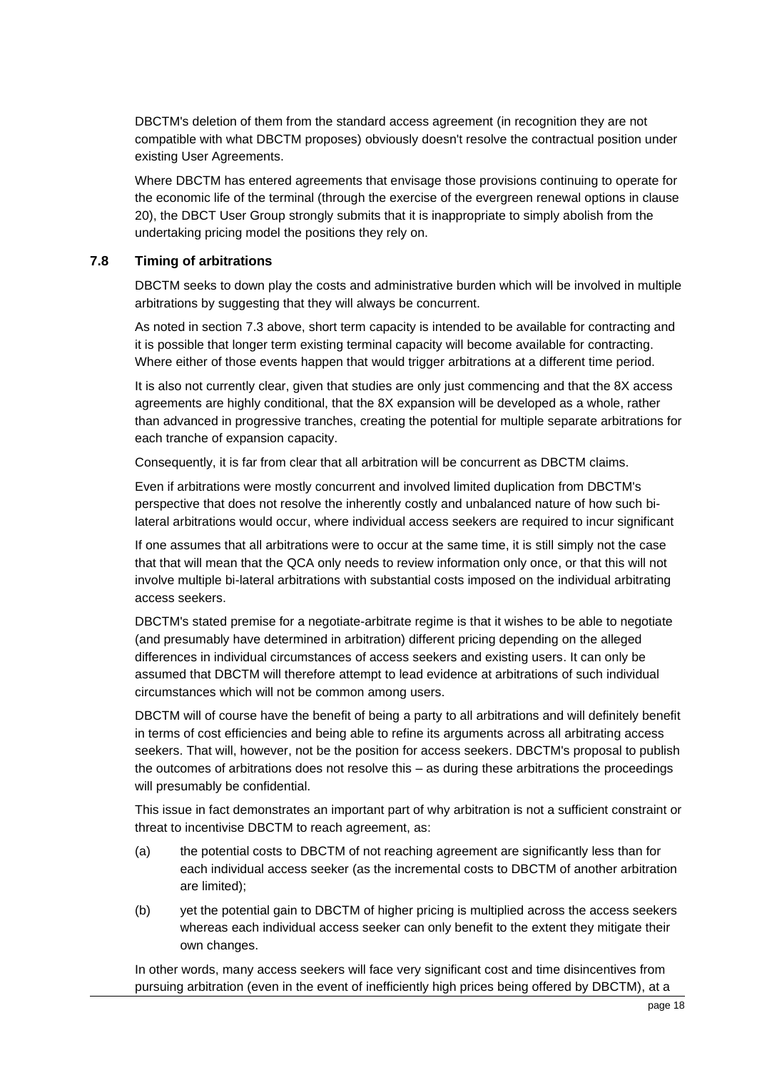DBCTM's deletion of them from the standard access agreement (in recognition they are not compatible with what DBCTM proposes) obviously doesn't resolve the contractual position under existing User Agreements.

Where DBCTM has entered agreements that envisage those provisions continuing to operate for the economic life of the terminal (through the exercise of the evergreen renewal options in clause 20), the DBCT User Group strongly submits that it is inappropriate to simply abolish from the undertaking pricing model the positions they rely on.

### 7.8 Timing of arbitrations

DBCTM seeks to down play the costs and administrative burden which will be involved in multiple arbitrations by suggesting that they will always be concurrent.

As noted in section 7.3 above, short term capacity is intended to be available for contracting and it is possible that longer term existing terminal capacity will become available for contracting. Where either of those events happen that would trigger arbitrations at a different time period.

It is also not currently clear, given that studies are only just commencing and that the 8X access agreements are highly conditional, that the 8X expansion will be developed as a whole, rather than advanced in progressive tranches, creating the potential for multiple separate arbitrations for each tranche of expansion capacity.

Consequently, it is far from clear that all arbitration will be concurrent as DBCTM claims.

Even if arbitrations were mostly concurrent and involved limited duplication from DBCTM's perspective that does not resolve the inherently costly and unbalanced nature of how such bi-lateral arbitrations would occur, where individual access seekers are required to incur significant

If one assumes that all arbitrations were to occur at the same time, it is still simply not the case that that will mean that the QCA only needs to review information only once, or that this will not involve multiple bi-lateral arbitrations with substantial costs imposed on the individual arbitrating access seekers.

DBCTM's stated premise for a negotiate-arbitrate regime is that it wishes to be able to negotiate (and presumably have determined in arbitration) different pricing depending on the alleged differences in individual circumstances of access seekers and existing users. It can only be assumed that DBCTM will therefore attempt to lead evidence at arbitrations of such individual circumstances which will not be common among users.

DBCTM will of course have the benefit of being a party to all arbitrations and will definitely benefit in terms of cost efficiencies and being able to refine its arguments across all arbitrating access seekers. That will, however, not be the position for access seekers. DBCTM's proposal to publish the outcomes of arbitrations does not resolve this – as during these arbitrations the proceedings will presumably be confidential.

This issue in fact demonstrates an important part of why arbitration is not a sufficient constraint or threat to incentivise DBCTM to reach agreement, as:

(a) the potential costs to DBCTM of not reaching agreement are significantly less than for each individual access seeker (as the incremental costs to DBCTM of another arbitration are limited);

(b) yet the potential gain to DBCTM of higher pricing is multiplied across the access seekers whereas each individual access seeker can only benefit to the extent they mitigate their own changes.

In other words, many access seekers will face very significant cost and time disincentives from pursuing arbitration (even in the event of inefficiently high prices being offered by DBCTM), at a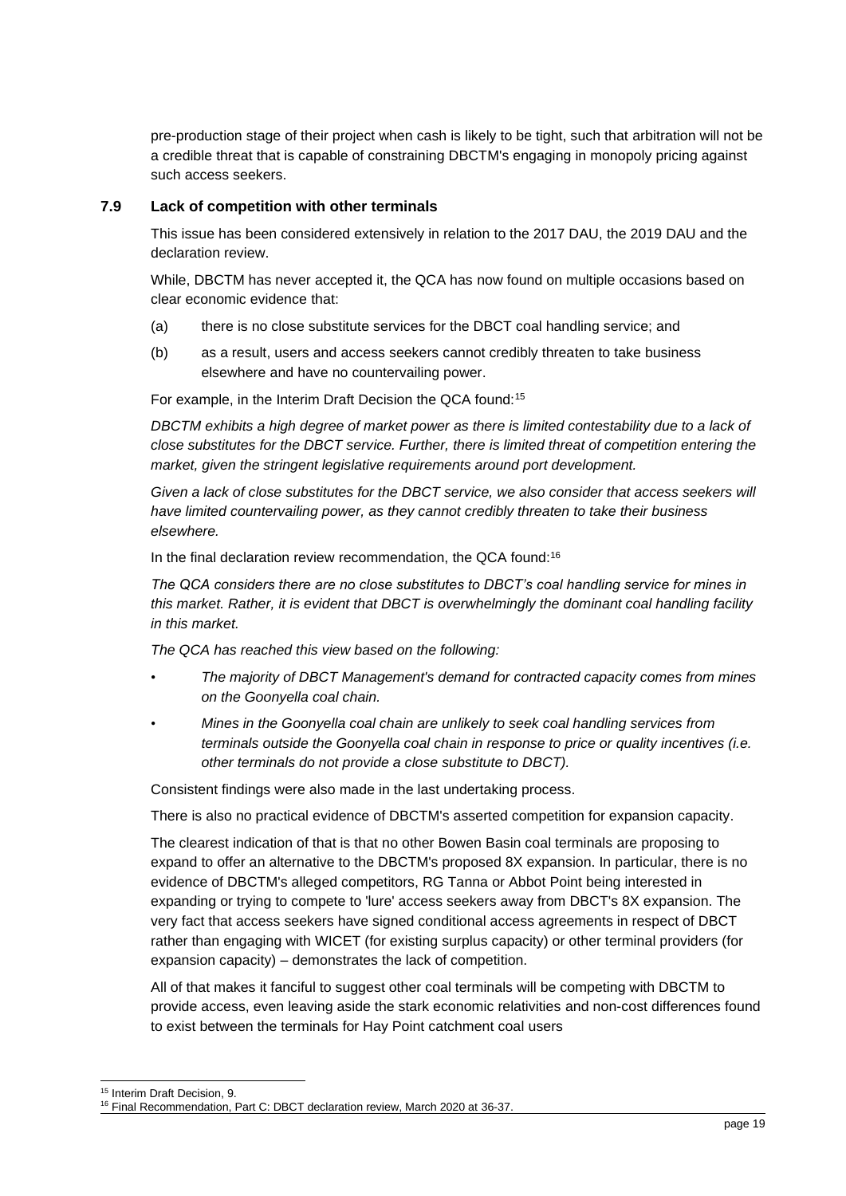pre-production stage of their project when cash is likely to be tight, such that arbitration will not be a credible threat that is capable of constraining DBCTM's engaging in monopoly pricing against such access seekers.

### 7.9 Lack of competition with other terminals

This issue has been considered extensively in relation to the 2017 DAU, the 2019 DAU and the declaration review.

While, DBCTM has never accepted it, the QCA has now found on multiple occasions based on clear economic evidence that:

(a) there is no close substitute services for the DBCT coal handling service; and

(b) as a result, users and access seekers cannot credibly threaten to take business elsewhere and have no countervailing power.

For example, in the Interim Draft Decision the QCA found:[15]

*DBCTM exhibits a high degree of market power as there is limited contestability due to a lack of close substitutes for the DBCT service. Further, there is limited threat of competition entering the market, given the stringent legislative requirements around port development.*

*Given a lack of close substitutes for the DBCT service, we also consider that access seekers will have limited countervailing power, as they cannot credibly threaten to take their business elsewhere.*

In the final declaration review recommendation, the QCA found:[16]

*The QCA considers there are no close substitutes to DBCT's coal handling service for mines in this market. Rather, it is evident that DBCT is overwhelmingly the dominant coal handling facility in this market.*

*The QCA has reached this view based on the following:*

- *The majority of DBCT Management's demand for contracted capacity comes from mines on the Goonyella coal chain.*
- *Mines in the Goonyella coal chain are unlikely to seek coal handling services from terminals outside the Goonyella coal chain in response to price or quality incentives (i.e. other terminals do not provide a close substitute to DBCT).*

Consistent findings were also made in the last undertaking process.

There is also no practical evidence of DBCTM's asserted competition for expansion capacity.

The clearest indication of that is that no other Bowen Basin coal terminals are proposing to expand to offer an alternative to the DBCTM's proposed 8X expansion. In particular, there is no evidence of DBCTM's alleged competitors, RG Tanna or Abbot Point being interested in expanding or trying to compete to 'lure' access seekers away from DBCT's 8X expansion. The very fact that access seekers have signed conditional access agreements in respect of DBCT rather than engaging with WICET (for existing surplus capacity) or other terminal providers (for expansion capacity) – demonstrates the lack of competition.

All of that makes it fanciful to suggest other coal terminals will be competing with DBCTM to provide access, even leaving aside the stark economic relativities and non-cost differences found to exist between the terminals for Hay Point catchment coal users

---

[15] Interim Draft Decision, 9.

[16] Final Recommendation, Part C: DBCT declaration review, March 2020 at 36-37.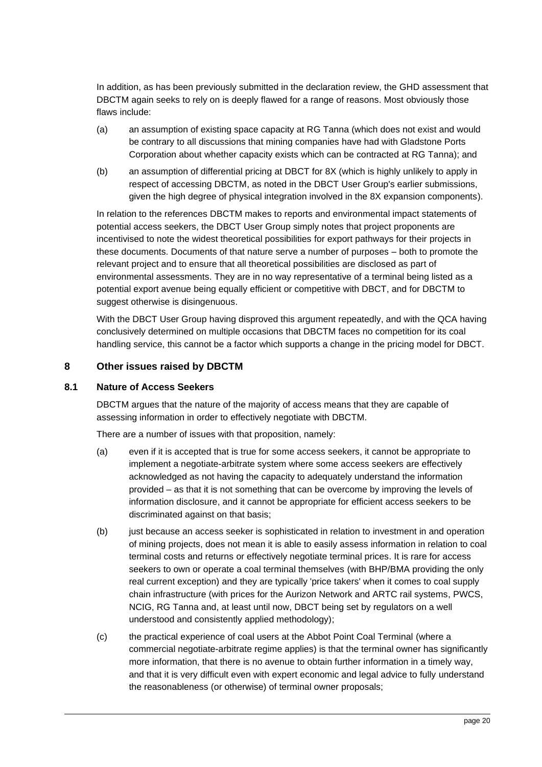In addition, as has been previously submitted in the declaration review, the GHD assessment that DBCTM again seeks to rely on is deeply flawed for a range of reasons. Most obviously those flaws include:

(a) an assumption of existing space capacity at RG Tanna (which does not exist and would be contrary to all discussions that mining companies have had with Gladstone Ports Corporation about whether capacity exists which can be contracted at RG Tanna); and

(b) an assumption of differential pricing at DBCT for 8X (which is highly unlikely to apply in respect of accessing DBCTM, as noted in the DBCT User Group's earlier submissions, given the high degree of physical integration involved in the 8X expansion components).

In relation to the references DBCTM makes to reports and environmental impact statements of potential access seekers, the DBCT User Group simply notes that project proponents are incentivised to note the widest theoretical possibilities for export pathways for their projects in these documents. Documents of that nature serve a number of purposes – both to promote the relevant project and to ensure that all theoretical possibilities are disclosed as part of environmental assessments. They are in no way representative of a terminal being listed as a potential export avenue being equally efficient or competitive with DBCT, and for DBCTM to suggest otherwise is disingenuous.

With the DBCT User Group having disproved this argument repeatedly, and with the QCA having conclusively determined on multiple occasions that DBCTM faces no competition for its coal handling service, this cannot be a factor which supports a change in the pricing model for DBCT.

## 8 Other issues raised by DBCTM

### 8.1 Nature of Access Seekers

DBCTM argues that the nature of the majority of access means that they are capable of assessing information in order to effectively negotiate with DBCTM.

There are a number of issues with that proposition, namely:

(a) even if it is accepted that is true for some access seekers, it cannot be appropriate to implement a negotiate-arbitrate system where some access seekers are effectively acknowledged as not having the capacity to adequately understand the information provided – as that it is not something that can be overcome by improving the levels of information disclosure, and it cannot be appropriate for efficient access seekers to be discriminated against on that basis;

(b) just because an access seeker is sophisticated in relation to investment in and operation of mining projects, does not mean it is able to easily assess information in relation to coal terminal costs and returns or effectively negotiate terminal prices. It is rare for access seekers to own or operate a coal terminal themselves (with BHP/BMA providing the only real current exception) and they are typically 'price takers' when it comes to coal supply chain infrastructure (with prices for the Aurizon Network and ARTC rail systems, PWCS, NCIG, RG Tanna and, at least until now, DBCT being set by regulators on a well understood and consistently applied methodology);

(c) the practical experience of coal users at the Abbot Point Coal Terminal (where a commercial negotiate-arbitrate regime applies) is that the terminal owner has significantly more information, that there is no avenue to obtain further information in a timely way, and that it is very difficult even with expert economic and legal advice to fully understand the reasonableness (or otherwise) of terminal owner proposals;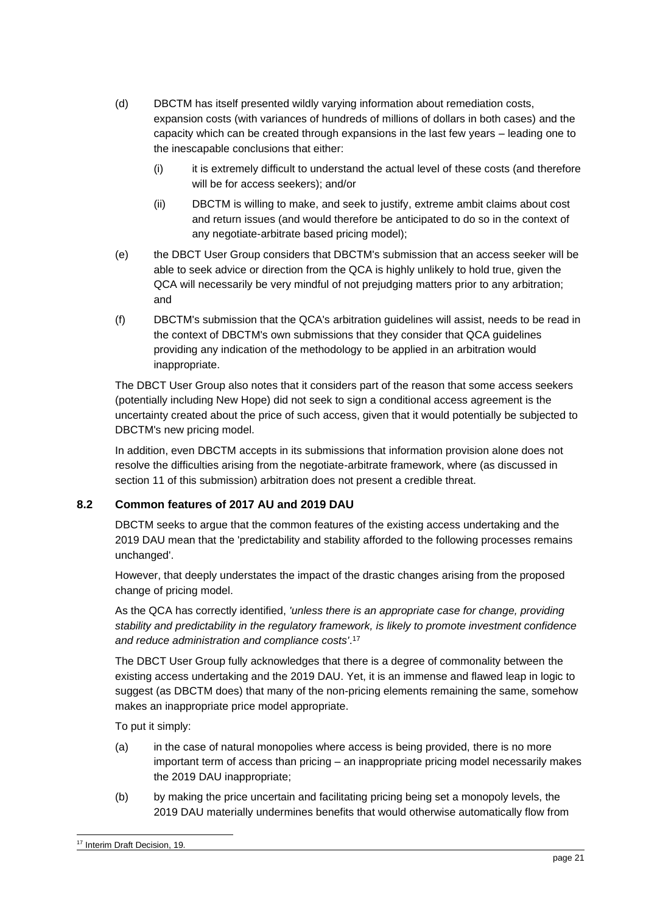(d) DBCTM has itself presented wildly varying information about remediation costs, expansion costs (with variances of hundreds of millions of dollars in both cases) and the capacity which can be created through expansions in the last few years – leading one to the inescapable conclusions that either:

   (i) it is extremely difficult to understand the actual level of these costs (and therefore will be for access seekers); and/or

   (ii) DBCTM is willing to make, and seek to justify, extreme ambit claims about cost and return issues (and would therefore be anticipated to do so in the context of any negotiate-arbitrate based pricing model);

(e) the DBCT User Group considers that DBCTM's submission that an access seeker will be able to seek advice or direction from the QCA is highly unlikely to hold true, given the QCA will necessarily be very mindful of not prejudging matters prior to any arbitration; and

(f) DBCTM's submission that the QCA's arbitration guidelines will assist, needs to be read in the context of DBCTM's own submissions that they consider that QCA guidelines providing any indication of the methodology to be applied in an arbitration would inappropriate.

The DBCT User Group also notes that it considers part of the reason that some access seekers (potentially including New Hope) did not seek to sign a conditional access agreement is the uncertainty created about the price of such access, given that it would potentially be subjected to DBCTM's new pricing model.

In addition, even DBCTM accepts in its submissions that information provision alone does not resolve the difficulties arising from the negotiate-arbitrate framework, where (as discussed in section 11 of this submission) arbitration does not present a credible threat.

### 8.2 Common features of 2017 AU and 2019 DAU

DBCTM seeks to argue that the common features of the existing access undertaking and the 2019 DAU mean that the 'predictability and stability afforded to the following processes remains unchanged'.

However, that deeply understates the impact of the drastic changes arising from the proposed change of pricing model.

As the QCA has correctly identified, *'unless there is an appropriate case for change, providing stability and predictability in the regulatory framework, is likely to promote investment confidence and reduce administration and compliance costs'*.[17]

The DBCT User Group fully acknowledges that there is a degree of commonality between the existing access undertaking and the 2019 DAU. Yet, it is an immense and flawed leap in logic to suggest (as DBCTM does) that many of the non-pricing elements remaining the same, somehow makes an inappropriate price model appropriate.

To put it simply:

(a) in the case of natural monopolies where access is being provided, there is no more important term of access than pricing – an inappropriate pricing model necessarily makes the 2019 DAU inappropriate;

(b) by making the price uncertain and facilitating pricing being set a monopoly levels, the 2019 DAU materially undermines benefits that would otherwise automatically flow from

[17] Interim Draft Decision, 19.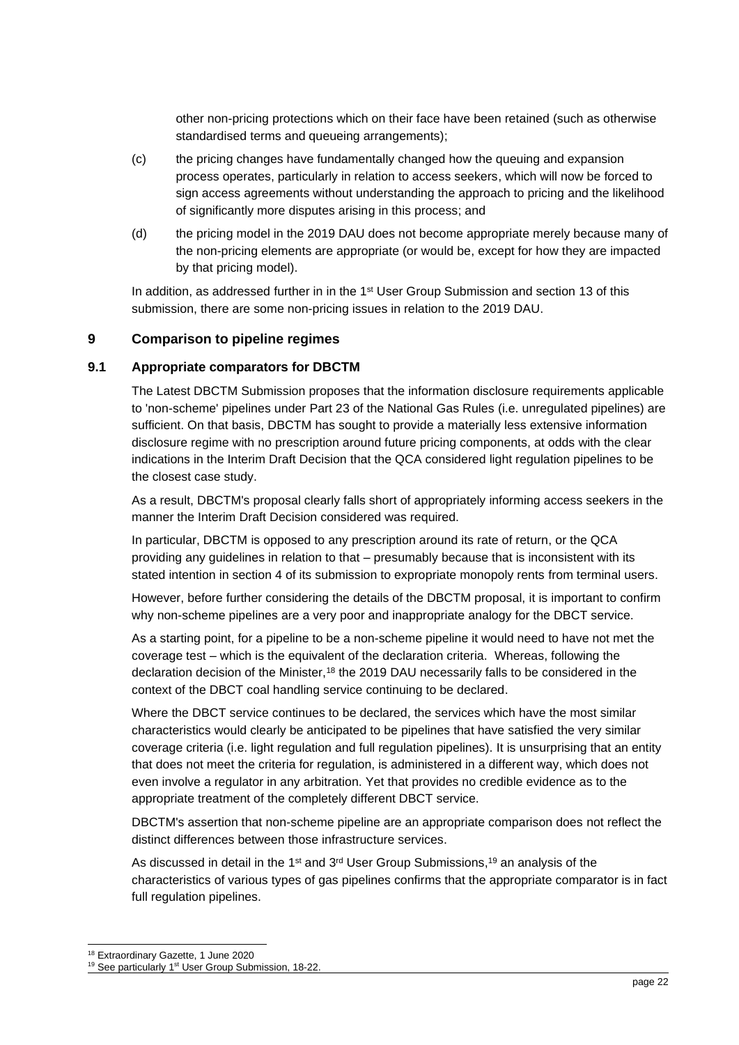other non-pricing protections which on their face have been retained (such as otherwise standardised terms and queueing arrangements);

(c) the pricing changes have fundamentally changed how the queuing and expansion process operates, particularly in relation to access seekers, which will now be forced to sign access agreements without understanding the approach to pricing and the likelihood of significantly more disputes arising in this process; and

(d) the pricing model in the 2019 DAU does not become appropriate merely because many of the non-pricing elements are appropriate (or would be, except for how they are impacted by that pricing model).

In addition, as addressed further in in the 1st User Group Submission and section 13 of this submission, there are some non-pricing issues in relation to the 2019 DAU.

## 9 Comparison to pipeline regimes

### 9.1 Appropriate comparators for DBCTM

The Latest DBCTM Submission proposes that the information disclosure requirements applicable to 'non-scheme' pipelines under Part 23 of the National Gas Rules (i.e. unregulated pipelines) are sufficient. On that basis, DBCTM has sought to provide a materially less extensive information disclosure regime with no prescription around future pricing components, at odds with the clear indications in the Interim Draft Decision that the QCA considered light regulation pipelines to be the closest case study.

As a result, DBCTM's proposal clearly falls short of appropriately informing access seekers in the manner the Interim Draft Decision considered was required.

In particular, DBCTM is opposed to any prescription around its rate of return, or the QCA providing any guidelines in relation to that – presumably because that is inconsistent with its stated intention in section 4 of its submission to expropriate monopoly rents from terminal users.

However, before further considering the details of the DBCTM proposal, it is important to confirm why non-scheme pipelines are a very poor and inappropriate analogy for the DBCT service.

As a starting point, for a pipeline to be a non-scheme pipeline it would need to have not met the coverage test – which is the equivalent of the declaration criteria. Whereas, following the declaration decision of the Minister,[18] the 2019 DAU necessarily falls to be considered in the context of the DBCT coal handling service continuing to be declared.

Where the DBCT service continues to be declared, the services which have the most similar characteristics would clearly be anticipated to be pipelines that have satisfied the very similar coverage criteria (i.e. light regulation and full regulation pipelines). It is unsurprising that an entity that does not meet the criteria for regulation, is administered in a different way, which does not even involve a regulator in any arbitration. Yet that provides no credible evidence as to the appropriate treatment of the completely different DBCT service.

DBCTM's assertion that non-scheme pipeline are an appropriate comparison does not reflect the distinct differences between those infrastructure services.

As discussed in detail in the 1st and 3rd User Group Submissions,[19] an analysis of the characteristics of various types of gas pipelines confirms that the appropriate comparator is in fact full regulation pipelines.

[18] Extraordinary Gazette, 1 June 2020

[19] See particularly 1st User Group Submission, 18-22.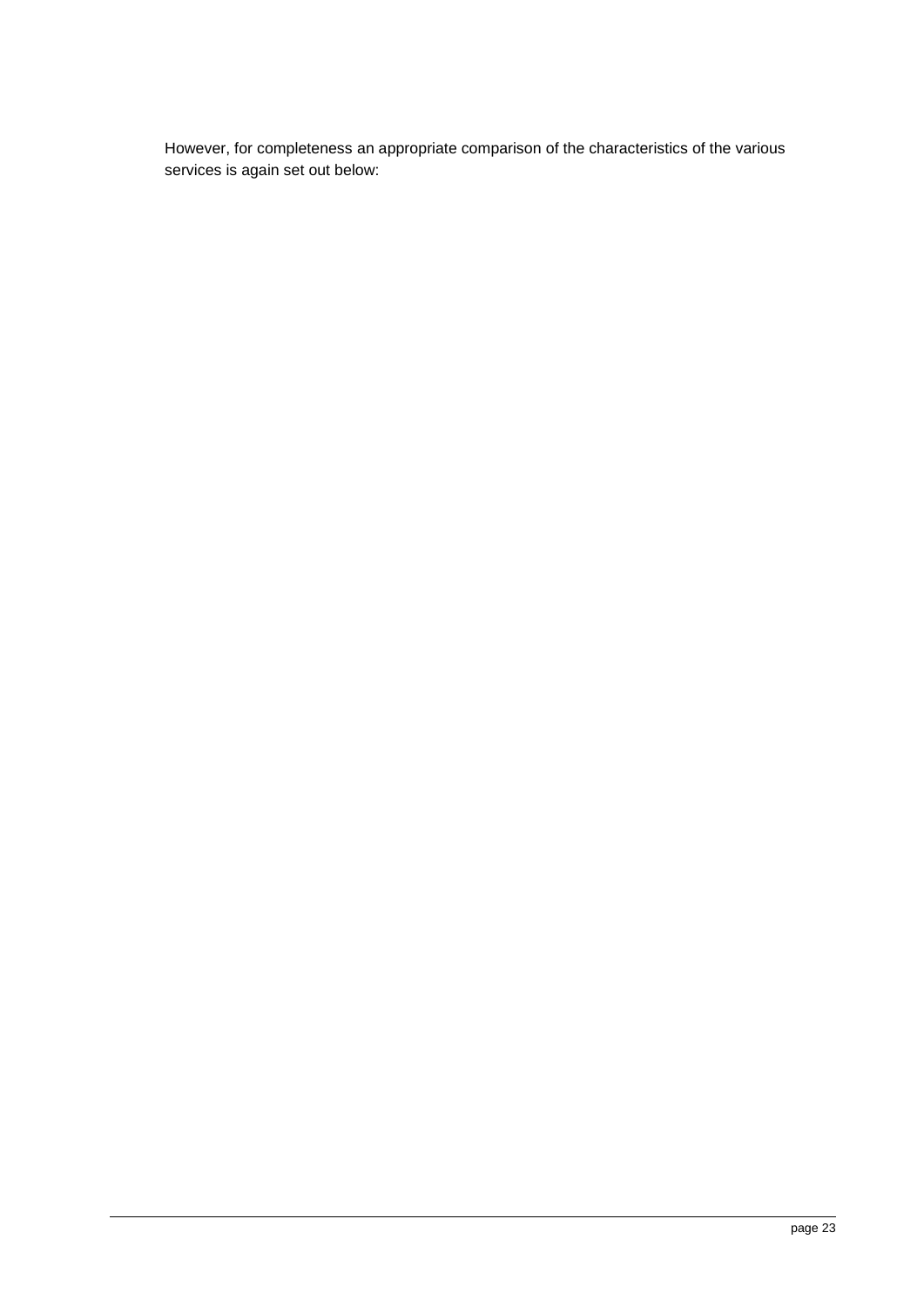However, for completeness an appropriate comparison of the characteristics of the various services is again set out below: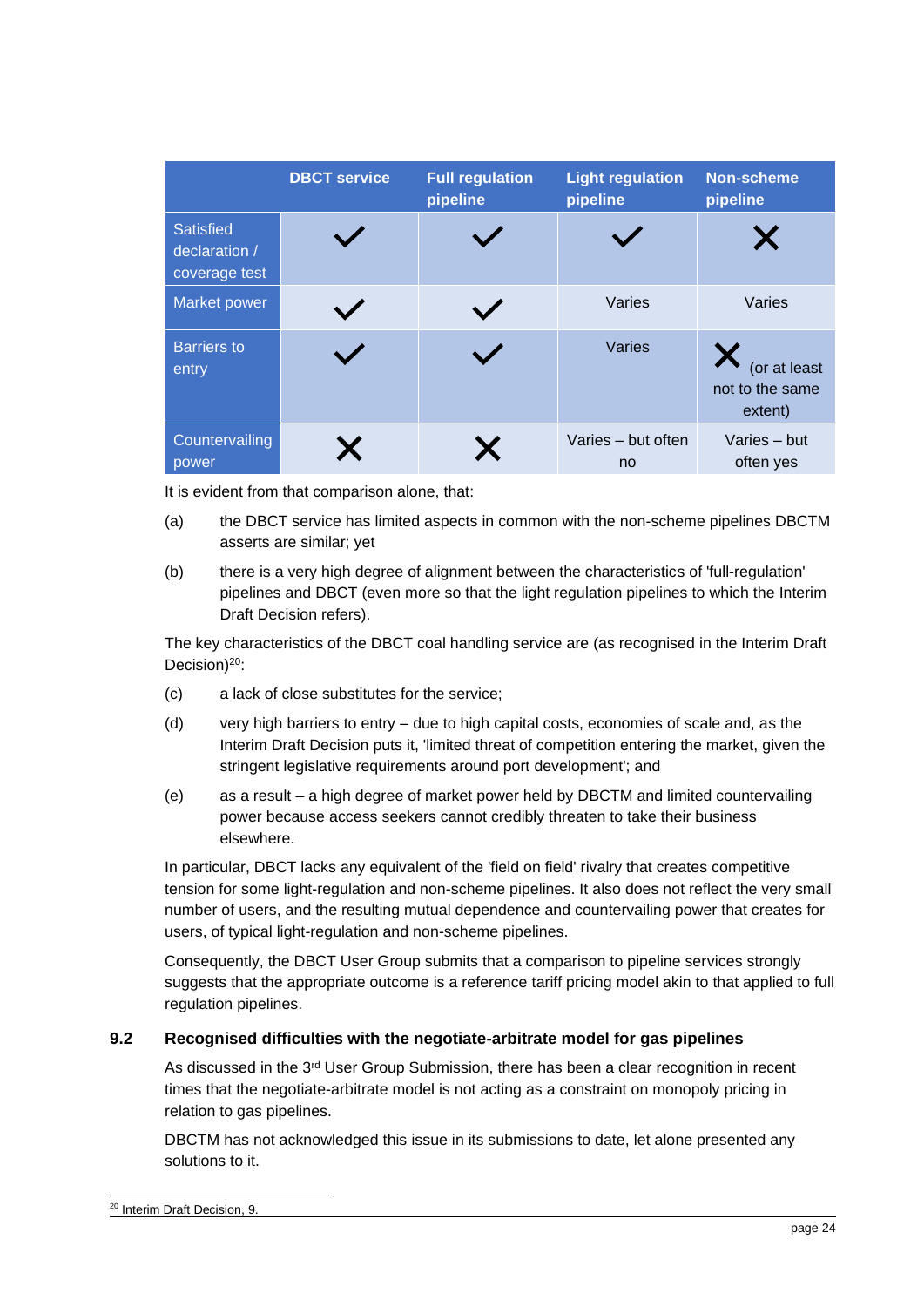| | DBCT service | Full regulation pipeline | Light regulation pipeline | Non-scheme pipeline |
|---|---|---|---|---|
| Satisfied declaration / coverage test | ✓ | ✓ | ✓ | ✗ |
| Market power | ✓ | ✓ | Varies | Varies |
| Barriers to entry | ✓ | ✓ | Varies | ✗ (or at least not to the same extent) |
| Countervailing power | ✗ | ✗ | Varies – but often no | Varies – but often yes |

It is evident from that comparison alone, that:

(a) the DBCT service has limited aspects in common with the non-scheme pipelines DBCTM asserts are similar; yet

(b) there is a very high degree of alignment between the characteristics of 'full-regulation' pipelines and DBCT (even more so that the light regulation pipelines to which the Interim Draft Decision refers).

The key characteristics of the DBCT coal handling service are (as recognised in the Interim Draft Decision)[20]:

(c) a lack of close substitutes for the service;

(d) very high barriers to entry – due to high capital costs, economies of scale and, as the Interim Draft Decision puts it, 'limited threat of competition entering the market, given the stringent legislative requirements around port development'; and

(e) as a result – a high degree of market power held by DBCTM and limited countervailing power because access seekers cannot credibly threaten to take their business elsewhere.

In particular, DBCT lacks any equivalent of the 'field on field' rivalry that creates competitive tension for some light-regulation and non-scheme pipelines. It also does not reflect the very small number of users, and the resulting mutual dependence and countervailing power that creates for users, of typical light-regulation and non-scheme pipelines.

Consequently, the DBCT User Group submits that a comparison to pipeline services strongly suggests that the appropriate outcome is a reference tariff pricing model akin to that applied to full regulation pipelines.

## 9.2 Recognised difficulties with the negotiate-arbitrate model for gas pipelines

As discussed in the 3rd User Group Submission, there has been a clear recognition in recent times that the negotiate-arbitrate model is not acting as a constraint on monopoly pricing in relation to gas pipelines.

DBCTM has not acknowledged this issue in its submissions to date, let alone presented any solutions to it.

---

[20] Interim Draft Decision, 9.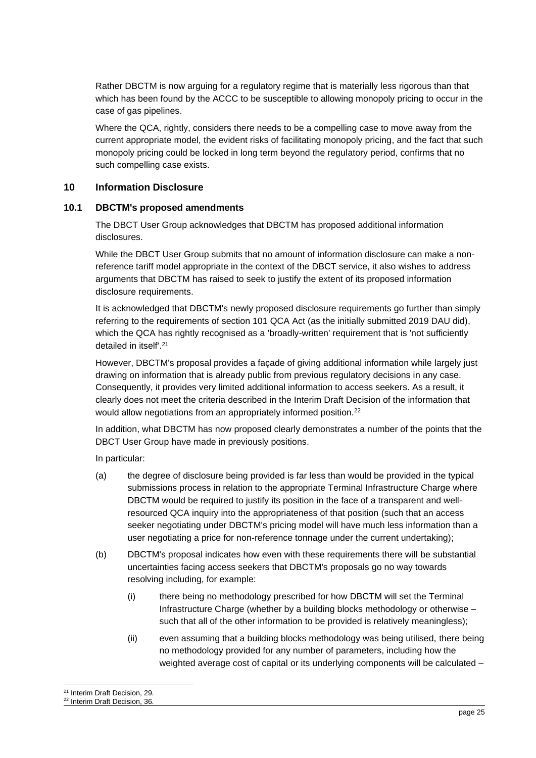Rather DBCTM is now arguing for a regulatory regime that is materially less rigorous than that which has been found by the ACCC to be susceptible to allowing monopoly pricing to occur in the case of gas pipelines.

Where the QCA, rightly, considers there needs to be a compelling case to move away from the current appropriate model, the evident risks of facilitating monopoly pricing, and the fact that such monopoly pricing could be locked in long term beyond the regulatory period, confirms that no such compelling case exists.

## 10 Information Disclosure

### 10.1 DBCTM's proposed amendments

The DBCT User Group acknowledges that DBCTM has proposed additional information disclosures.

While the DBCT User Group submits that no amount of information disclosure can make a non-reference tariff model appropriate in the context of the DBCT service, it also wishes to address arguments that DBCTM has raised to seek to justify the extent of its proposed information disclosure requirements.

It is acknowledged that DBCTM's newly proposed disclosure requirements go further than simply referring to the requirements of section 101 QCA Act (as the initially submitted 2019 DAU did), which the QCA has rightly recognised as a 'broadly-written' requirement that is 'not sufficiently detailed in itself'.[21]

However, DBCTM's proposal provides a façade of giving additional information while largely just drawing on information that is already public from previous regulatory decisions in any case. Consequently, it provides very limited additional information to access seekers. As a result, it clearly does not meet the criteria described in the Interim Draft Decision of the information that would allow negotiations from an appropriately informed position.[22]

In addition, what DBCTM has now proposed clearly demonstrates a number of the points that the DBCT User Group have made in previously positions.

In particular:

(a) the degree of disclosure being provided is far less than would be provided in the typical submissions process in relation to the appropriate Terminal Infrastructure Charge where DBCTM would be required to justify its position in the face of a transparent and well-resourced QCA inquiry into the appropriateness of that position (such that an access seeker negotiating under DBCTM's pricing model will have much less information than a user negotiating a price for non-reference tonnage under the current undertaking);

(b) DBCTM's proposal indicates how even with these requirements there will be substantial uncertainties facing access seekers that DBCTM's proposals go no way towards resolving including, for example:

  (i) there being no methodology prescribed for how DBCTM will set the Terminal Infrastructure Charge (whether by a building blocks methodology or otherwise – such that all of the other information to be provided is relatively meaningless);

  (ii) even assuming that a building blocks methodology was being utilised, there being no methodology provided for any number of parameters, including how the weighted average cost of capital or its underlying components will be calculated –

---

[21] Interim Draft Decision, 29.

[22] Interim Draft Decision, 36.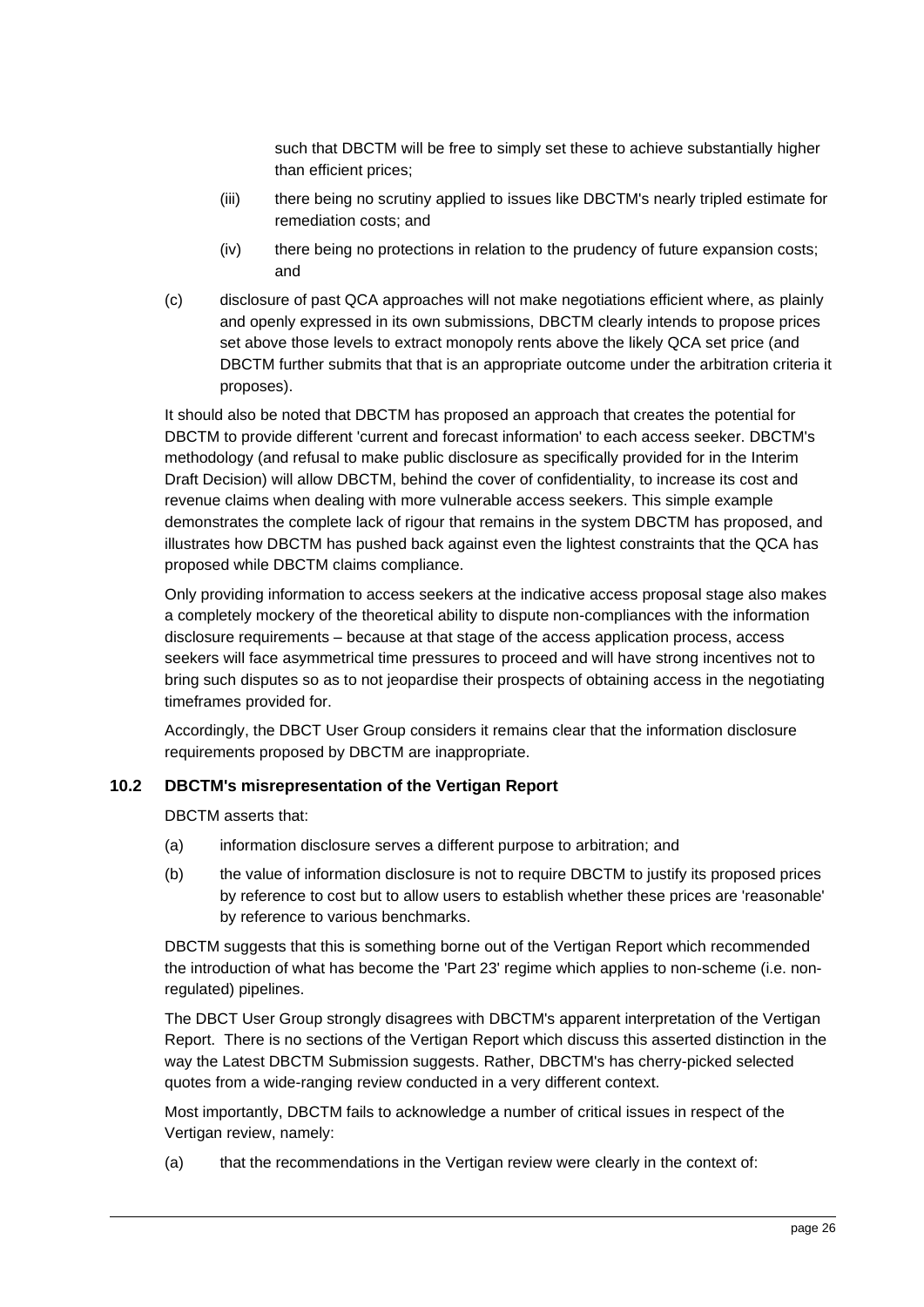such that DBCTM will be free to simply set these to achieve substantially higher than efficient prices;

(iii) there being no scrutiny applied to issues like DBCTM's nearly tripled estimate for remediation costs; and

(iv) there being no protections in relation to the prudency of future expansion costs; and

(c) disclosure of past QCA approaches will not make negotiations efficient where, as plainly and openly expressed in its own submissions, DBCTM clearly intends to propose prices set above those levels to extract monopoly rents above the likely QCA set price (and DBCTM further submits that that is an appropriate outcome under the arbitration criteria it proposes).

It should also be noted that DBCTM has proposed an approach that creates the potential for DBCTM to provide different 'current and forecast information' to each access seeker. DBCTM's methodology (and refusal to make public disclosure as specifically provided for in the Interim Draft Decision) will allow DBCTM, behind the cover of confidentiality, to increase its cost and revenue claims when dealing with more vulnerable access seekers. This simple example demonstrates the complete lack of rigour that remains in the system DBCTM has proposed, and illustrates how DBCTM has pushed back against even the lightest constraints that the QCA has proposed while DBCTM claims compliance.

Only providing information to access seekers at the indicative access proposal stage also makes a completely mockery of the theoretical ability to dispute non-compliances with the information disclosure requirements – because at that stage of the access application process, access seekers will face asymmetrical time pressures to proceed and will have strong incentives not to bring such disputes so as to not jeopardise their prospects of obtaining access in the negotiating timeframes provided for.

Accordingly, the DBCT User Group considers it remains clear that the information disclosure requirements proposed by DBCTM are inappropriate.

### 10.2 DBCTM's misrepresentation of the Vertigan Report

DBCTM asserts that:

(a) information disclosure serves a different purpose to arbitration; and

(b) the value of information disclosure is not to require DBCTM to justify its proposed prices by reference to cost but to allow users to establish whether these prices are 'reasonable' by reference to various benchmarks.

DBCTM suggests that this is something borne out of the Vertigan Report which recommended the introduction of what has become the 'Part 23' regime which applies to non-scheme (i.e. non-regulated) pipelines.

The DBCT User Group strongly disagrees with DBCTM's apparent interpretation of the Vertigan Report. There is no sections of the Vertigan Report which discuss this asserted distinction in the way the Latest DBCTM Submission suggests. Rather, DBCTM's has cherry-picked selected quotes from a wide-ranging review conducted in a very different context.

Most importantly, DBCTM fails to acknowledge a number of critical issues in respect of the Vertigan review, namely:

(a) that the recommendations in the Vertigan review were clearly in the context of: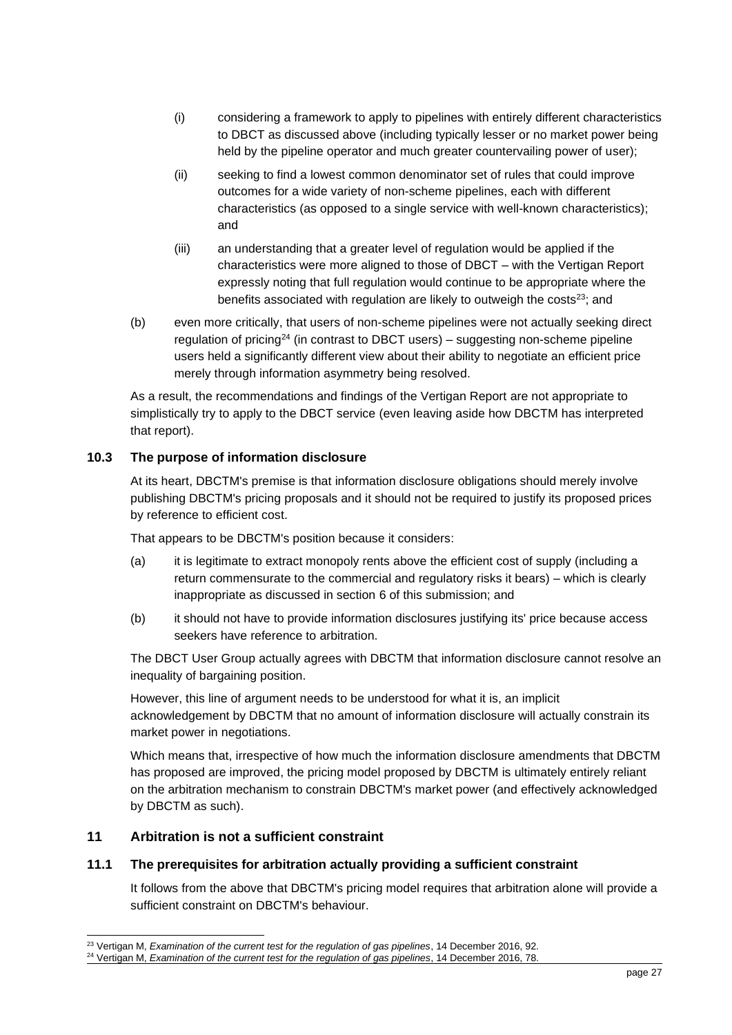(i) considering a framework to apply to pipelines with entirely different characteristics to DBCT as discussed above (including typically lesser or no market power being held by the pipeline operator and much greater countervailing power of user);

(ii) seeking to find a lowest common denominator set of rules that could improve outcomes for a wide variety of non-scheme pipelines, each with different characteristics (as opposed to a single service with well-known characteristics); and

(iii) an understanding that a greater level of regulation would be applied if the characteristics were more aligned to those of DBCT – with the Vertigan Report expressly noting that full regulation would continue to be appropriate where the benefits associated with regulation are likely to outweigh the costs[23]; and

(b) even more critically, that users of non-scheme pipelines were not actually seeking direct regulation of pricing[24] (in contrast to DBCT users) – suggesting non-scheme pipeline users held a significantly different view about their ability to negotiate an efficient price merely through information asymmetry being resolved.

As a result, the recommendations and findings of the Vertigan Report are not appropriate to simplistically try to apply to the DBCT service (even leaving aside how DBCTM has interpreted that report).

### 10.3 The purpose of information disclosure

At its heart, DBCTM's premise is that information disclosure obligations should merely involve publishing DBCTM's pricing proposals and it should not be required to justify its proposed prices by reference to efficient cost.

That appears to be DBCTM's position because it considers:

(a) it is legitimate to extract monopoly rents above the efficient cost of supply (including a return commensurate to the commercial and regulatory risks it bears) – which is clearly inappropriate as discussed in section 6 of this submission; and

(b) it should not have to provide information disclosures justifying its' price because access seekers have reference to arbitration.

The DBCT User Group actually agrees with DBCTM that information disclosure cannot resolve an inequality of bargaining position.

However, this line of argument needs to be understood for what it is, an implicit acknowledgement by DBCTM that no amount of information disclosure will actually constrain its market power in negotiations.

Which means that, irrespective of how much the information disclosure amendments that DBCTM has proposed are improved, the pricing model proposed by DBCTM is ultimately entirely reliant on the arbitration mechanism to constrain DBCTM's market power (and effectively acknowledged by DBCTM as such).

## 11 Arbitration is not a sufficient constraint

### 11.1 The prerequisites for arbitration actually providing a sufficient constraint

It follows from the above that DBCTM's pricing model requires that arbitration alone will provide a sufficient constraint on DBCTM's behaviour.

[23] Vertigan M, *Examination of the current test for the regulation of gas pipelines*, 14 December 2016, 92.
[24] Vertigan M, *Examination of the current test for the regulation of gas pipelines*, 14 December 2016, 78.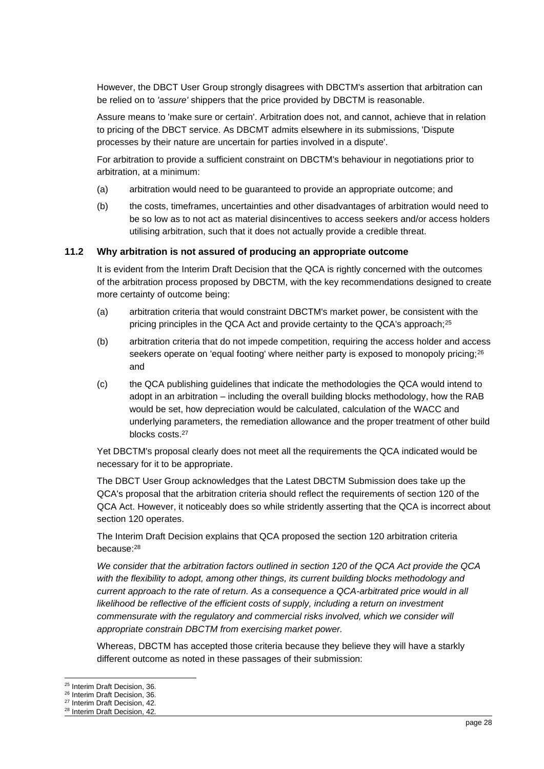However, the DBCT User Group strongly disagrees with DBCTM's assertion that arbitration can be relied on to *'assure'* shippers that the price provided by DBCTM is reasonable.

Assure means to 'make sure or certain'. Arbitration does not, and cannot, achieve that in relation to pricing of the DBCT service. As DBCMT admits elsewhere in its submissions, 'Dispute processes by their nature are uncertain for parties involved in a dispute'.

For arbitration to provide a sufficient constraint on DBCTM's behaviour in negotiations prior to arbitration, at a minimum:

(a) arbitration would need to be guaranteed to provide an appropriate outcome; and

(b) the costs, timeframes, uncertainties and other disadvantages of arbitration would need to be so low as to not act as material disincentives to access seekers and/or access holders utilising arbitration, such that it does not actually provide a credible threat.

### 11.2 Why arbitration is not assured of producing an appropriate outcome

It is evident from the Interim Draft Decision that the QCA is rightly concerned with the outcomes of the arbitration process proposed by DBCTM, with the key recommendations designed to create more certainty of outcome being:

(a) arbitration criteria that would constraint DBCTM's market power, be consistent with the pricing principles in the QCA Act and provide certainty to the QCA's approach;[25]

(b) arbitration criteria that do not impede competition, requiring the access holder and access seekers operate on 'equal footing' where neither party is exposed to monopoly pricing;[26] and

(c) the QCA publishing guidelines that indicate the methodologies the QCA would intend to adopt in an arbitration – including the overall building blocks methodology, how the RAB would be set, how depreciation would be calculated, calculation of the WACC and underlying parameters, the remediation allowance and the proper treatment of other build blocks costs.[27]

Yet DBCTM's proposal clearly does not meet all the requirements the QCA indicated would be necessary for it to be appropriate.

The DBCT User Group acknowledges that the Latest DBCTM Submission does take up the QCA's proposal that the arbitration criteria should reflect the requirements of section 120 of the QCA Act. However, it noticeably does so while stridently asserting that the QCA is incorrect about section 120 operates.

The Interim Draft Decision explains that QCA proposed the section 120 arbitration criteria because:[28]

*We consider that the arbitration factors outlined in section 120 of the QCA Act provide the QCA with the flexibility to adopt, among other things, its current building blocks methodology and current approach to the rate of return. As a consequence a QCA-arbitrated price would in all likelihood be reflective of the efficient costs of supply, including a return on investment commensurate with the regulatory and commercial risks involved, which we consider will appropriate constrain DBCTM from exercising market power.*

Whereas, DBCTM has accepted those criteria because they believe they will have a starkly different outcome as noted in these passages of their submission:

---

[25] Interim Draft Decision, 36.

[26] Interim Draft Decision, 36.

[27] Interim Draft Decision, 42.

[28] Interim Draft Decision, 42.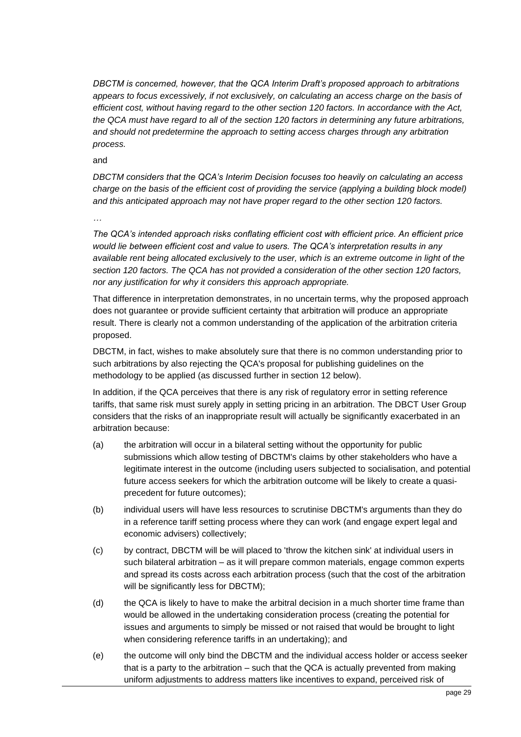*DBCTM is concerned, however, that the QCA Interim Draft's proposed approach to arbitrations appears to focus excessively, if not exclusively, on calculating an access charge on the basis of efficient cost, without having regard to the other section 120 factors. In accordance with the Act, the QCA must have regard to all of the section 120 factors in determining any future arbitrations, and should not predetermine the approach to setting access charges through any arbitration process.*

and

*DBCTM considers that the QCA's Interim Decision focuses too heavily on calculating an access charge on the basis of the efficient cost of providing the service (applying a building block model) and this anticipated approach may not have proper regard to the other section 120 factors.*

*…*

*The QCA's intended approach risks conflating efficient cost with efficient price. An efficient price would lie between efficient cost and value to users. The QCA's interpretation results in any available rent being allocated exclusively to the user, which is an extreme outcome in light of the section 120 factors. The QCA has not provided a consideration of the other section 120 factors, nor any justification for why it considers this approach appropriate.*

That difference in interpretation demonstrates, in no uncertain terms, why the proposed approach does not guarantee or provide sufficient certainty that arbitration will produce an appropriate result. There is clearly not a common understanding of the application of the arbitration criteria proposed.

DBCTM, in fact, wishes to make absolutely sure that there is no common understanding prior to such arbitrations by also rejecting the QCA's proposal for publishing guidelines on the methodology to be applied (as discussed further in section 12 below).

In addition, if the QCA perceives that there is any risk of regulatory error in setting reference tariffs, that same risk must surely apply in setting pricing in an arbitration. The DBCT User Group considers that the risks of an inappropriate result will actually be significantly exacerbated in an arbitration because:

(a) the arbitration will occur in a bilateral setting without the opportunity for public submissions which allow testing of DBCTM's claims by other stakeholders who have a legitimate interest in the outcome (including users subjected to socialisation, and potential future access seekers for which the arbitration outcome will be likely to create a quasi-precedent for future outcomes);

(b) individual users will have less resources to scrutinise DBCTM's arguments than they do in a reference tariff setting process where they can work (and engage expert legal and economic advisers) collectively;

(c) by contract, DBCTM will be will placed to 'throw the kitchen sink' at individual users in such bilateral arbitration – as it will prepare common materials, engage common experts and spread its costs across each arbitration process (such that the cost of the arbitration will be significantly less for DBCTM);

(d) the QCA is likely to have to make the arbitral decision in a much shorter time frame than would be allowed in the undertaking consideration process (creating the potential for issues and arguments to simply be missed or not raised that would be brought to light when considering reference tariffs in an undertaking); and

(e) the outcome will only bind the DBCTM and the individual access holder or access seeker that is a party to the arbitration – such that the QCA is actually prevented from making uniform adjustments to address matters like incentives to expand, perceived risk of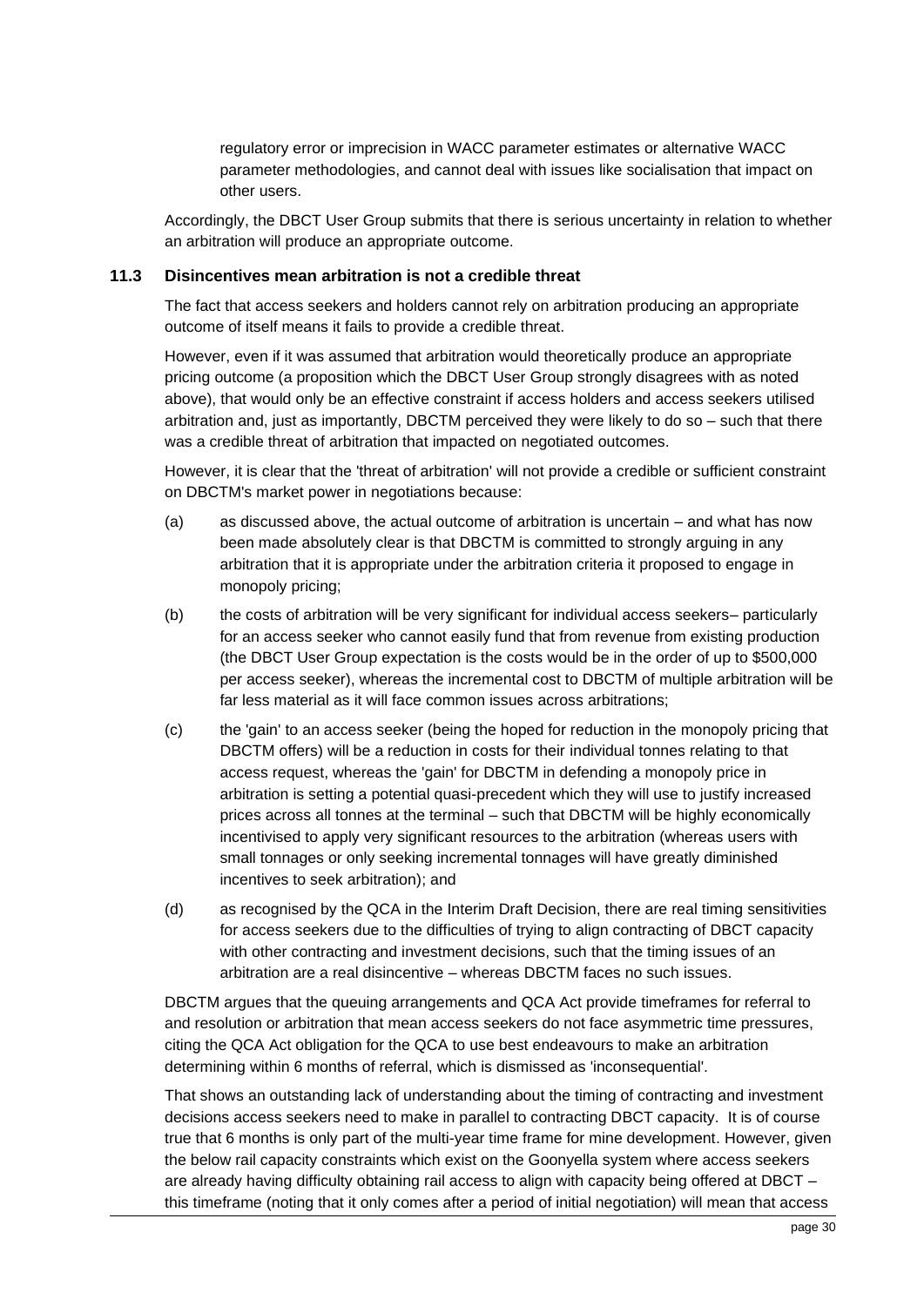regulatory error or imprecision in WACC parameter estimates or alternative WACC parameter methodologies, and cannot deal with issues like socialisation that impact on other users.

Accordingly, the DBCT User Group submits that there is serious uncertainty in relation to whether an arbitration will produce an appropriate outcome.

### 11.3 Disincentives mean arbitration is not a credible threat

The fact that access seekers and holders cannot rely on arbitration producing an appropriate outcome of itself means it fails to provide a credible threat.

However, even if it was assumed that arbitration would theoretically produce an appropriate pricing outcome (a proposition which the DBCT User Group strongly disagrees with as noted above), that would only be an effective constraint if access holders and access seekers utilised arbitration and, just as importantly, DBCTM perceived they were likely to do so – such that there was a credible threat of arbitration that impacted on negotiated outcomes.

However, it is clear that the 'threat of arbitration' will not provide a credible or sufficient constraint on DBCTM's market power in negotiations because:

(a) as discussed above, the actual outcome of arbitration is uncertain – and what has now been made absolutely clear is that DBCTM is committed to strongly arguing in any arbitration that it is appropriate under the arbitration criteria it proposed to engage in monopoly pricing;

(b) the costs of arbitration will be very significant for individual access seekers– particularly for an access seeker who cannot easily fund that from revenue from existing production (the DBCT User Group expectation is the costs would be in the order of up to $500,000 per access seeker), whereas the incremental cost to DBCTM of multiple arbitration will be far less material as it will face common issues across arbitrations;

(c) the 'gain' to an access seeker (being the hoped for reduction in the monopoly pricing that DBCTM offers) will be a reduction in costs for their individual tonnes relating to that access request, whereas the 'gain' for DBCTM in defending a monopoly price in arbitration is setting a potential quasi-precedent which they will use to justify increased prices across all tonnes at the terminal – such that DBCTM will be highly economically incentivised to apply very significant resources to the arbitration (whereas users with small tonnages or only seeking incremental tonnages will have greatly diminished incentives to seek arbitration); and

(d) as recognised by the QCA in the Interim Draft Decision, there are real timing sensitivities for access seekers due to the difficulties of trying to align contracting of DBCT capacity with other contracting and investment decisions, such that the timing issues of an arbitration are a real disincentive – whereas DBCTM faces no such issues.

DBCTM argues that the queuing arrangements and QCA Act provide timeframes for referral to and resolution or arbitration that mean access seekers do not face asymmetric time pressures, citing the QCA Act obligation for the QCA to use best endeavours to make an arbitration determining within 6 months of referral, which is dismissed as 'inconsequential'.

That shows an outstanding lack of understanding about the timing of contracting and investment decisions access seekers need to make in parallel to contracting DBCT capacity. It is of course true that 6 months is only part of the multi-year time frame for mine development. However, given the below rail capacity constraints which exist on the Goonyella system where access seekers are already having difficulty obtaining rail access to align with capacity being offered at DBCT – this timeframe (noting that it only comes after a period of initial negotiation) will mean that access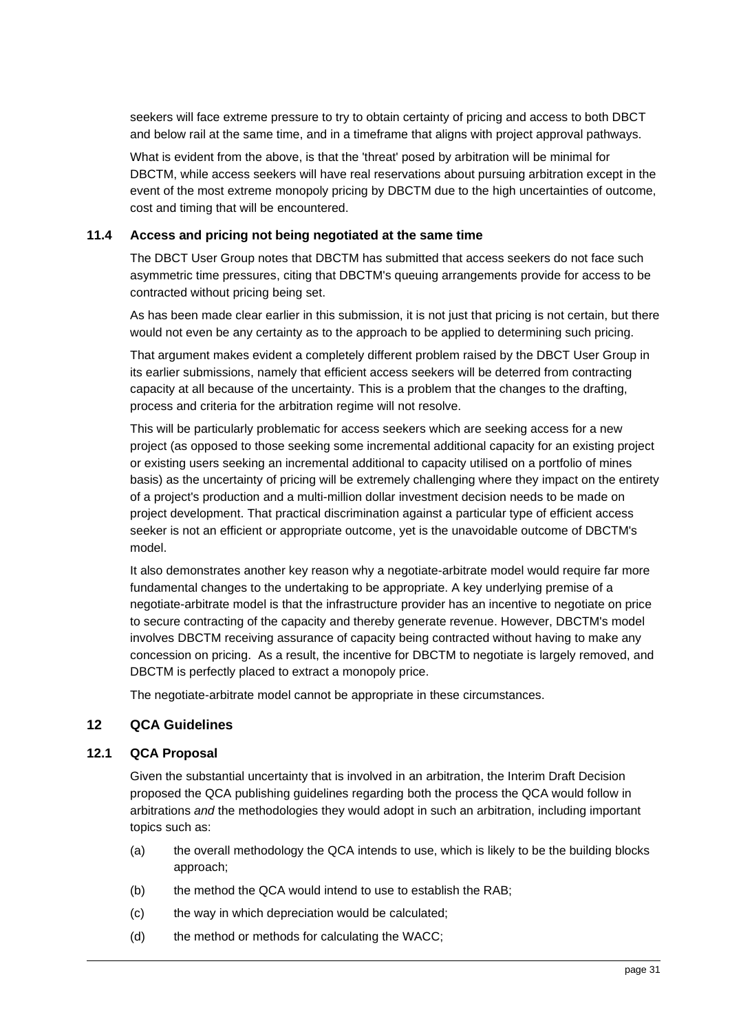seekers will face extreme pressure to try to obtain certainty of pricing and access to both DBCT and below rail at the same time, and in a timeframe that aligns with project approval pathways.

What is evident from the above, is that the 'threat' posed by arbitration will be minimal for DBCTM, while access seekers will have real reservations about pursuing arbitration except in the event of the most extreme monopoly pricing by DBCTM due to the high uncertainties of outcome, cost and timing that will be encountered.

### 11.4 Access and pricing not being negotiated at the same time

The DBCT User Group notes that DBCTM has submitted that access seekers do not face such asymmetric time pressures, citing that DBCTM's queuing arrangements provide for access to be contracted without pricing being set.

As has been made clear earlier in this submission, it is not just that pricing is not certain, but there would not even be any certainty as to the approach to be applied to determining such pricing.

That argument makes evident a completely different problem raised by the DBCT User Group in its earlier submissions, namely that efficient access seekers will be deterred from contracting capacity at all because of the uncertainty. This is a problem that the changes to the drafting, process and criteria for the arbitration regime will not resolve.

This will be particularly problematic for access seekers which are seeking access for a new project (as opposed to those seeking some incremental additional capacity for an existing project or existing users seeking an incremental additional to capacity utilised on a portfolio of mines basis) as the uncertainty of pricing will be extremely challenging where they impact on the entirety of a project's production and a multi-million dollar investment decision needs to be made on project development. That practical discrimination against a particular type of efficient access seeker is not an efficient or appropriate outcome, yet is the unavoidable outcome of DBCTM's model.

It also demonstrates another key reason why a negotiate-arbitrate model would require far more fundamental changes to the undertaking to be appropriate. A key underlying premise of a negotiate-arbitrate model is that the infrastructure provider has an incentive to negotiate on price to secure contracting of the capacity and thereby generate revenue. However, DBCTM's model involves DBCTM receiving assurance of capacity being contracted without having to make any concession on pricing. As a result, the incentive for DBCTM to negotiate is largely removed, and DBCTM is perfectly placed to extract a monopoly price.

The negotiate-arbitrate model cannot be appropriate in these circumstances.

## 12 QCA Guidelines

### 12.1 QCA Proposal

Given the substantial uncertainty that is involved in an arbitration, the Interim Draft Decision proposed the QCA publishing guidelines regarding both the process the QCA would follow in arbitrations *and* the methodologies they would adopt in such an arbitration, including important topics such as:

(a) the overall methodology the QCA intends to use, which is likely to be the building blocks approach;

(b) the method the QCA would intend to use to establish the RAB;

(c) the way in which depreciation would be calculated;

(d) the method or methods for calculating the WACC;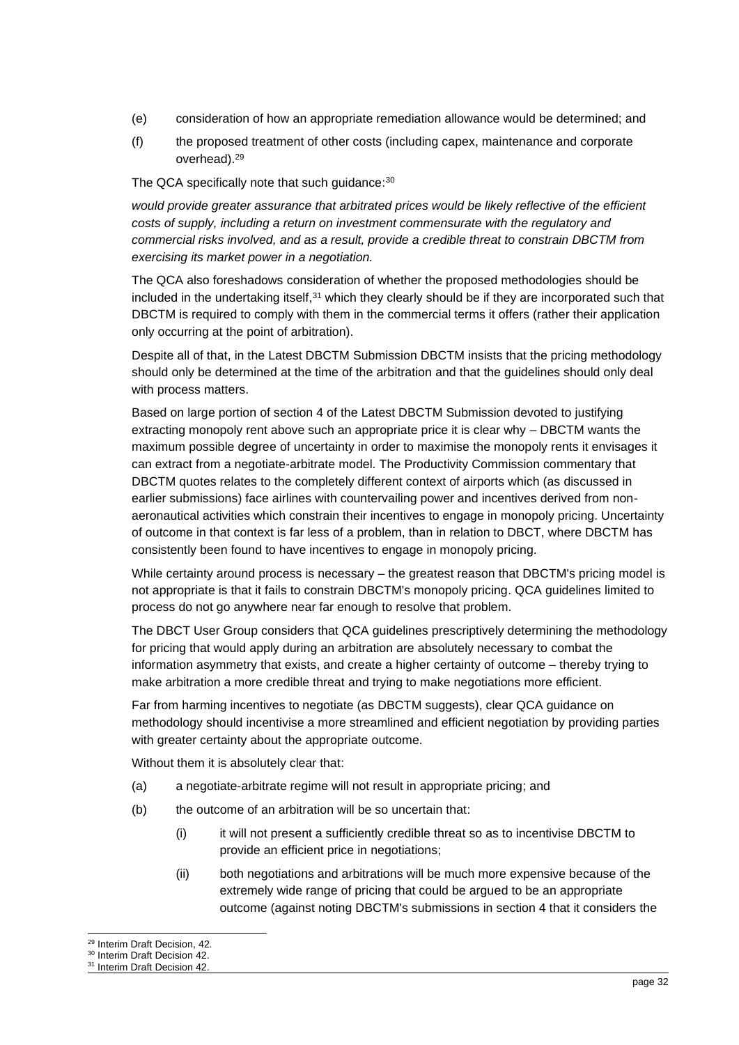(e) consideration of how an appropriate remediation allowance would be determined; and

(f) the proposed treatment of other costs (including capex, maintenance and corporate overhead).[29]

The QCA specifically note that such guidance:[30]

*would provide greater assurance that arbitrated prices would be likely reflective of the efficient costs of supply, including a return on investment commensurate with the regulatory and commercial risks involved, and as a result, provide a credible threat to constrain DBCTM from exercising its market power in a negotiation.*

The QCA also foreshadows consideration of whether the proposed methodologies should be included in the undertaking itself,[31] which they clearly should be if they are incorporated such that DBCTM is required to comply with them in the commercial terms it offers (rather their application only occurring at the point of arbitration).

Despite all of that, in the Latest DBCTM Submission DBCTM insists that the pricing methodology should only be determined at the time of the arbitration and that the guidelines should only deal with process matters.

Based on large portion of section 4 of the Latest DBCTM Submission devoted to justifying extracting monopoly rent above such an appropriate price it is clear why – DBCTM wants the maximum possible degree of uncertainty in order to maximise the monopoly rents it envisages it can extract from a negotiate-arbitrate model. The Productivity Commission commentary that DBCTM quotes relates to the completely different context of airports which (as discussed in earlier submissions) face airlines with countervailing power and incentives derived from non-aeronautical activities which constrain their incentives to engage in monopoly pricing. Uncertainty of outcome in that context is far less of a problem, than in relation to DBCT, where DBCTM has consistently been found to have incentives to engage in monopoly pricing.

While certainty around process is necessary – the greatest reason that DBCTM's pricing model is not appropriate is that it fails to constrain DBCTM's monopoly pricing. QCA guidelines limited to process do not go anywhere near far enough to resolve that problem.

The DBCT User Group considers that QCA guidelines prescriptively determining the methodology for pricing that would apply during an arbitration are absolutely necessary to combat the information asymmetry that exists, and create a higher certainty of outcome – thereby trying to make arbitration a more credible threat and trying to make negotiations more efficient.

Far from harming incentives to negotiate (as DBCTM suggests), clear QCA guidance on methodology should incentivise a more streamlined and efficient negotiation by providing parties with greater certainty about the appropriate outcome.

Without them it is absolutely clear that:

(a) a negotiate-arbitrate regime will not result in appropriate pricing; and

(b) the outcome of an arbitration will be so uncertain that:

  (i) it will not present a sufficiently credible threat so as to incentivise DBCTM to provide an efficient price in negotiations;

  (ii) both negotiations and arbitrations will be much more expensive because of the extremely wide range of pricing that could be argued to be an appropriate outcome (against noting DBCTM's submissions in section 4 that it considers the

---

[29] Interim Draft Decision, 42.

[30] Interim Draft Decision 42.

[31] Interim Draft Decision 42.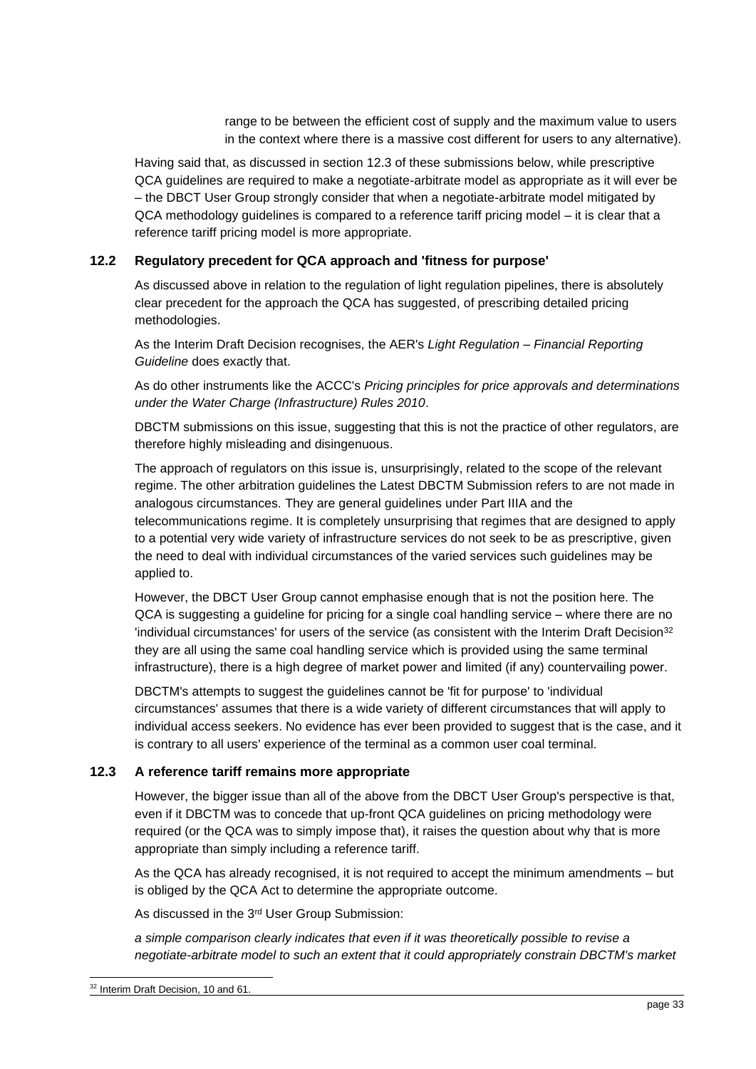range to be between the efficient cost of supply and the maximum value to users in the context where there is a massive cost different for users to any alternative).

Having said that, as discussed in section 12.3 of these submissions below, while prescriptive QCA guidelines are required to make a negotiate-arbitrate model as appropriate as it will ever be – the DBCT User Group strongly consider that when a negotiate-arbitrate model mitigated by QCA methodology guidelines is compared to a reference tariff pricing model – it is clear that a reference tariff pricing model is more appropriate.

## 12.2 Regulatory precedent for QCA approach and 'fitness for purpose'

As discussed above in relation to the regulation of light regulation pipelines, there is absolutely clear precedent for the approach the QCA has suggested, of prescribing detailed pricing methodologies.

As the Interim Draft Decision recognises, the AER's *Light Regulation – Financial Reporting Guideline* does exactly that.

As do other instruments like the ACCC's *Pricing principles for price approvals and determinations under the Water Charge (Infrastructure) Rules 2010*.

DBCTM submissions on this issue, suggesting that this is not the practice of other regulators, are therefore highly misleading and disingenuous.

The approach of regulators on this issue is, unsurprisingly, related to the scope of the relevant regime. The other arbitration guidelines the Latest DBCTM Submission refers to are not made in analogous circumstances. They are general guidelines under Part IIIA and the telecommunications regime. It is completely unsurprising that regimes that are designed to apply to a potential very wide variety of infrastructure services do not seek to be as prescriptive, given the need to deal with individual circumstances of the varied services such guidelines may be applied to.

However, the DBCT User Group cannot emphasise enough that is not the position here. The QCA is suggesting a guideline for pricing for a single coal handling service – where there are no 'individual circumstances' for users of the service (as consistent with the Interim Draft Decision[32] they are all using the same coal handling service which is provided using the same terminal infrastructure), there is a high degree of market power and limited (if any) countervailing power.

DBCTM's attempts to suggest the guidelines cannot be 'fit for purpose' to 'individual circumstances' assumes that there is a wide variety of different circumstances that will apply to individual access seekers. No evidence has ever been provided to suggest that is the case, and it is contrary to all users' experience of the terminal as a common user coal terminal.

## 12.3 A reference tariff remains more appropriate

However, the bigger issue than all of the above from the DBCT User Group's perspective is that, even if it DBCTM was to concede that up-front QCA guidelines on pricing methodology were required (or the QCA was to simply impose that), it raises the question about why that is more appropriate than simply including a reference tariff.

As the QCA has already recognised, it is not required to accept the minimum amendments – but is obliged by the QCA Act to determine the appropriate outcome.

As discussed in the 3rd User Group Submission:

*a simple comparison clearly indicates that even if it was theoretically possible to revise a negotiate-arbitrate model to such an extent that it could appropriately constrain DBCTM's market*

---

[32] Interim Draft Decision, 10 and 61.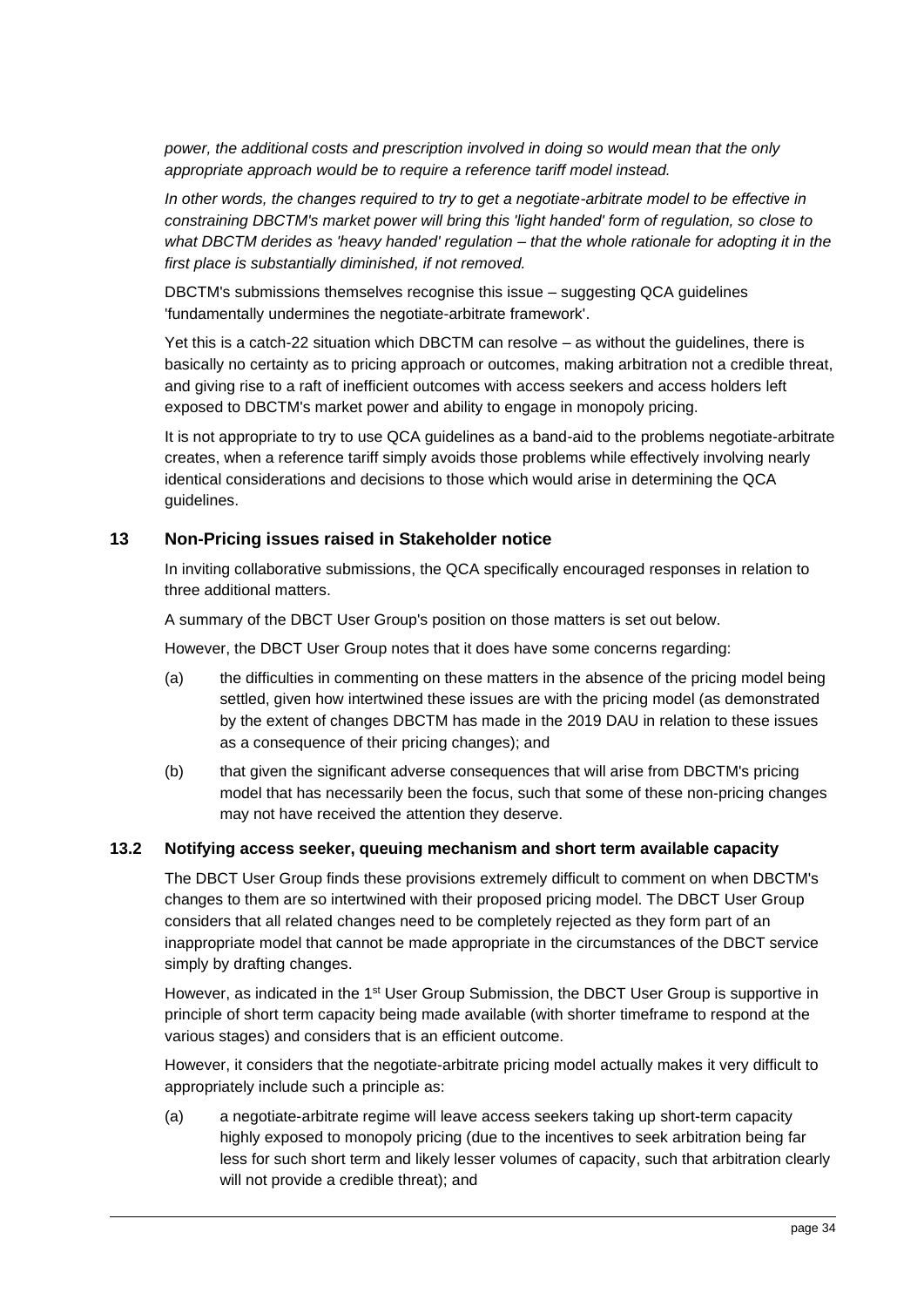*power, the additional costs and prescription involved in doing so would mean that the only appropriate approach would be to require a reference tariff model instead.*

*In other words, the changes required to try to get a negotiate-arbitrate model to be effective in constraining DBCTM's market power will bring this 'light handed' form of regulation, so close to what DBCTM derides as 'heavy handed' regulation – that the whole rationale for adopting it in the first place is substantially diminished, if not removed.*

DBCTM's submissions themselves recognise this issue – suggesting QCA guidelines 'fundamentally undermines the negotiate-arbitrate framework'.

Yet this is a catch-22 situation which DBCTM can resolve – as without the guidelines, there is basically no certainty as to pricing approach or outcomes, making arbitration not a credible threat, and giving rise to a raft of inefficient outcomes with access seekers and access holders left exposed to DBCTM's market power and ability to engage in monopoly pricing.

It is not appropriate to try to use QCA guidelines as a band-aid to the problems negotiate-arbitrate creates, when a reference tariff simply avoids those problems while effectively involving nearly identical considerations and decisions to those which would arise in determining the QCA guidelines.

## 13 Non-Pricing issues raised in Stakeholder notice

In inviting collaborative submissions, the QCA specifically encouraged responses in relation to three additional matters.

A summary of the DBCT User Group's position on those matters is set out below.

However, the DBCT User Group notes that it does have some concerns regarding:

(a) the difficulties in commenting on these matters in the absence of the pricing model being settled, given how intertwined these issues are with the pricing model (as demonstrated by the extent of changes DBCTM has made in the 2019 DAU in relation to these issues as a consequence of their pricing changes); and

(b) that given the significant adverse consequences that will arise from DBCTM's pricing model that has necessarily been the focus, such that some of these non-pricing changes may not have received the attention they deserve.

### 13.2 Notifying access seeker, queuing mechanism and short term available capacity

The DBCT User Group finds these provisions extremely difficult to comment on when DBCTM's changes to them are so intertwined with their proposed pricing model. The DBCT User Group considers that all related changes need to be completely rejected as they form part of an inappropriate model that cannot be made appropriate in the circumstances of the DBCT service simply by drafting changes.

However, as indicated in the 1st User Group Submission, the DBCT User Group is supportive in principle of short term capacity being made available (with shorter timeframe to respond at the various stages) and considers that is an efficient outcome.

However, it considers that the negotiate-arbitrate pricing model actually makes it very difficult to appropriately include such a principle as:

(a) a negotiate-arbitrate regime will leave access seekers taking up short-term capacity highly exposed to monopoly pricing (due to the incentives to seek arbitration being far less for such short term and likely lesser volumes of capacity, such that arbitration clearly will not provide a credible threat); and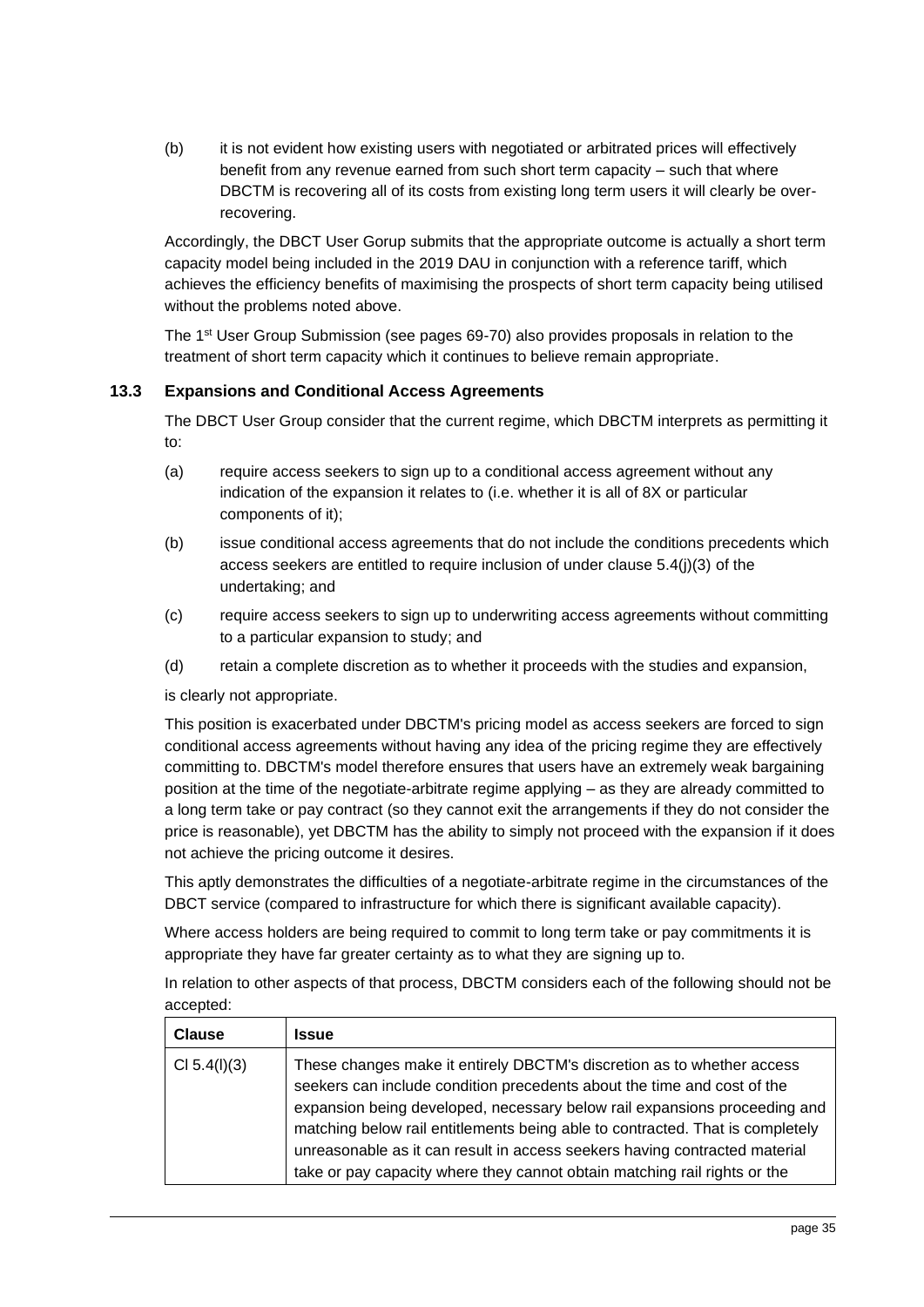(b) it is not evident how existing users with negotiated or arbitrated prices will effectively benefit from any revenue earned from such short term capacity – such that where DBCTM is recovering all of its costs from existing long term users it will clearly be over-recovering.

Accordingly, the DBCT User Gorup submits that the appropriate outcome is actually a short term capacity model being included in the 2019 DAU in conjunction with a reference tariff, which achieves the efficiency benefits of maximising the prospects of short term capacity being utilised without the problems noted above.

The 1st User Group Submission (see pages 69-70) also provides proposals in relation to the treatment of short term capacity which it continues to believe remain appropriate.

### 13.3 Expansions and Conditional Access Agreements

The DBCT User Group consider that the current regime, which DBCTM interprets as permitting it to:

(a) require access seekers to sign up to a conditional access agreement without any indication of the expansion it relates to (i.e. whether it is all of 8X or particular components of it);

(b) issue conditional access agreements that do not include the conditions precedents which access seekers are entitled to require inclusion of under clause 5.4(j)(3) of the undertaking; and

(c) require access seekers to sign up to underwriting access agreements without committing to a particular expansion to study; and

(d) retain a complete discretion as to whether it proceeds with the studies and expansion,

is clearly not appropriate.

This position is exacerbated under DBCTM's pricing model as access seekers are forced to sign conditional access agreements without having any idea of the pricing regime they are effectively committing to. DBCTM's model therefore ensures that users have an extremely weak bargaining position at the time of the negotiate-arbitrate regime applying – as they are already committed to a long term take or pay contract (so they cannot exit the arrangements if they do not consider the price is reasonable), yet DBCTM has the ability to simply not proceed with the expansion if it does not achieve the pricing outcome it desires.

This aptly demonstrates the difficulties of a negotiate-arbitrate regime in the circumstances of the DBCT service (compared to infrastructure for which there is significant available capacity).

Where access holders are being required to commit to long term take or pay commitments it is appropriate they have far greater certainty as to what they are signing up to.

In relation to other aspects of that process, DBCTM considers each of the following should not be accepted:

| Clause | Issue |
|---|---|
| Cl 5.4(l)(3) | These changes make it entirely DBCTM's discretion as to whether access seekers can include condition precedents about the time and cost of the expansion being developed, necessary below rail expansions proceeding and matching below rail entitlements being able to contracted. That is completely unreasonable as it can result in access seekers having contracted material take or pay capacity where they cannot obtain matching rail rights or the |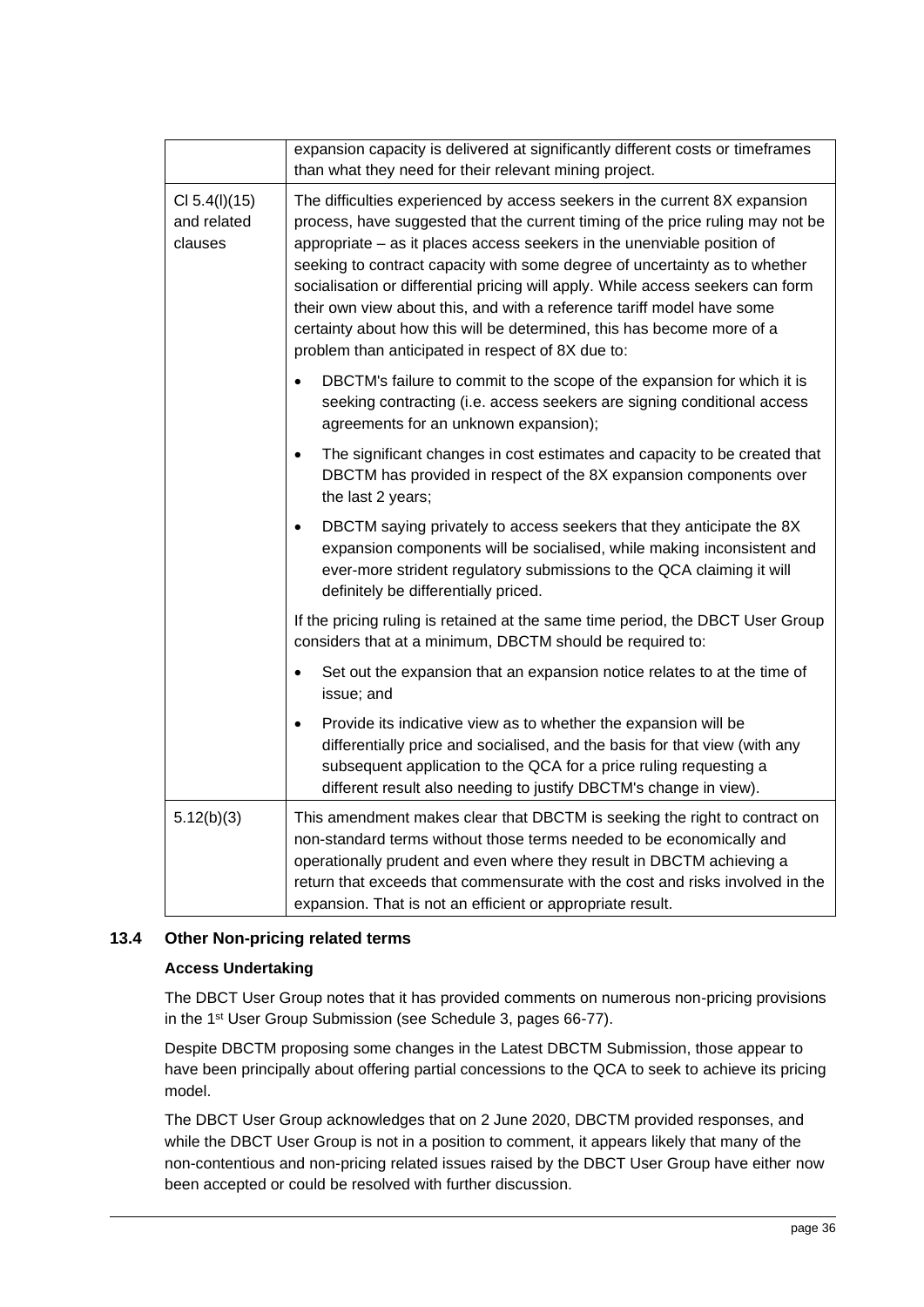| | |
|---|---|
| | expansion capacity is delivered at significantly different costs or timeframes than what they need for their relevant mining project. |
| Cl 5.4(l)(15) and related clauses | The difficulties experienced by access seekers in the current 8X expansion process, have suggested that the current timing of the price ruling may not be appropriate – as it places access seekers in the unenviable position of seeking to contract capacity with some degree of uncertainty as to whether socialisation or differential pricing will apply. While access seekers can form their own view about this, and with a reference tariff model have some certainty about how this will be determined, this has become more of a problem than anticipated in respect of 8X due to:<br>• DBCTM's failure to commit to the scope of the expansion for which it is seeking contracting (i.e. access seekers are signing conditional access agreements for an unknown expansion);<br>• The significant changes in cost estimates and capacity to be created that DBCTM has provided in respect of the 8X expansion components over the last 2 years;<br>• DBCTM saying privately to access seekers that they anticipate the 8X expansion components will be socialised, while making inconsistent and ever-more strident regulatory submissions to the QCA claiming it will definitely be differentially priced.<br>If the pricing ruling is retained at the same time period, the DBCT User Group considers that at a minimum, DBCTM should be required to:<br>• Set out the expansion that an expansion notice relates to at the time of issue; and<br>• Provide its indicative view as to whether the expansion will be differentially price and socialised, and the basis for that view (with any subsequent application to the QCA for a price ruling requesting a different result also needing to justify DBCTM's change in view). |
| 5.12(b)(3) | This amendment makes clear that DBCTM is seeking the right to contract on non-standard terms without those terms needed to be economically and operationally prudent and even where they result in DBCTM achieving a return that exceeds that commensurate with the cost and risks involved in the expansion. That is not an efficient or appropriate result. |

## 13.4 Other Non-pricing related terms

**Access Undertaking**

The DBCT User Group notes that it has provided comments on numerous non-pricing provisions in the 1st User Group Submission (see Schedule 3, pages 66-77).

Despite DBCTM proposing some changes in the Latest DBCTM Submission, those appear to have been principally about offering partial concessions to the QCA to seek to achieve its pricing model.

The DBCT User Group acknowledges that on 2 June 2020, DBCTM provided responses, and while the DBCT User Group is not in a position to comment, it appears likely that many of the non-contentious and non-pricing related issues raised by the DBCT User Group have either now been accepted or could be resolved with further discussion.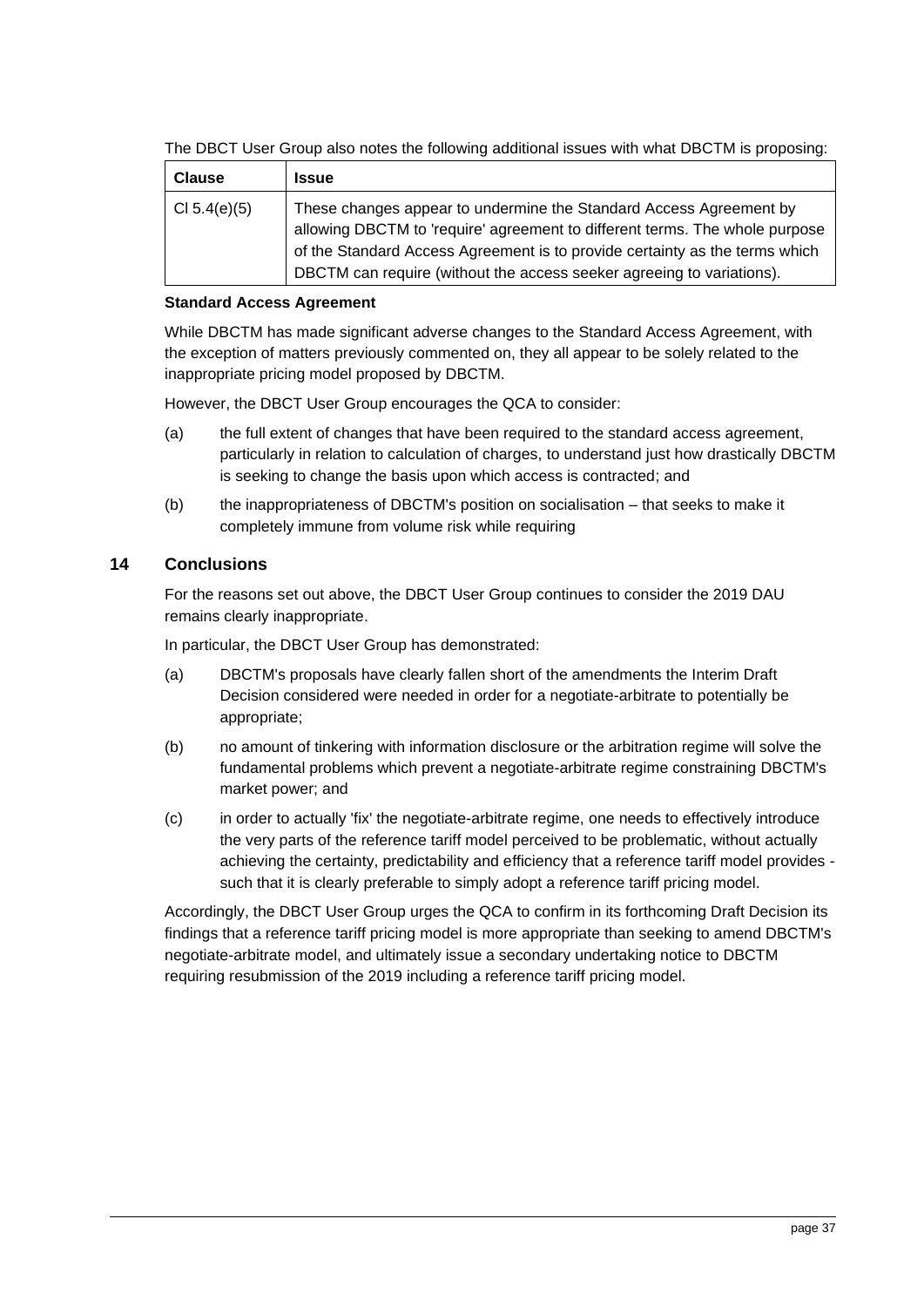The DBCT User Group also notes the following additional issues with what DBCTM is proposing:

| Clause | Issue |
|---|---|
| Cl 5.4(e)(5) | These changes appear to undermine the Standard Access Agreement by allowing DBCTM to 'require' agreement to different terms. The whole purpose of the Standard Access Agreement is to provide certainty as the terms which DBCTM can require (without the access seeker agreeing to variations). |

**Standard Access Agreement**

While DBCTM has made significant adverse changes to the Standard Access Agreement, with the exception of matters previously commented on, they all appear to be solely related to the inappropriate pricing model proposed by DBCTM.

However, the DBCT User Group encourages the QCA to consider:

(a) the full extent of changes that have been required to the standard access agreement, particularly in relation to calculation of charges, to understand just how drastically DBCTM is seeking to change the basis upon which access is contracted; and

(b) the inappropriateness of DBCTM's position on socialisation – that seeks to make it completely immune from volume risk while requiring

## 14 Conclusions

For the reasons set out above, the DBCT User Group continues to consider the 2019 DAU remains clearly inappropriate.

In particular, the DBCT User Group has demonstrated:

(a) DBCTM's proposals have clearly fallen short of the amendments the Interim Draft Decision considered were needed in order for a negotiate-arbitrate to potentially be appropriate;

(b) no amount of tinkering with information disclosure or the arbitration regime will solve the fundamental problems which prevent a negotiate-arbitrate regime constraining DBCTM's market power; and

(c) in order to actually 'fix' the negotiate-arbitrate regime, one needs to effectively introduce the very parts of the reference tariff model perceived to be problematic, without actually achieving the certainty, predictability and efficiency that a reference tariff model provides - such that it is clearly preferable to simply adopt a reference tariff pricing model.

Accordingly, the DBCT User Group urges the QCA to confirm in its forthcoming Draft Decision its findings that a reference tariff pricing model is more appropriate than seeking to amend DBCTM's negotiate-arbitrate model, and ultimately issue a secondary undertaking notice to DBCTM requiring resubmission of the 2019 including a reference tariff pricing model.